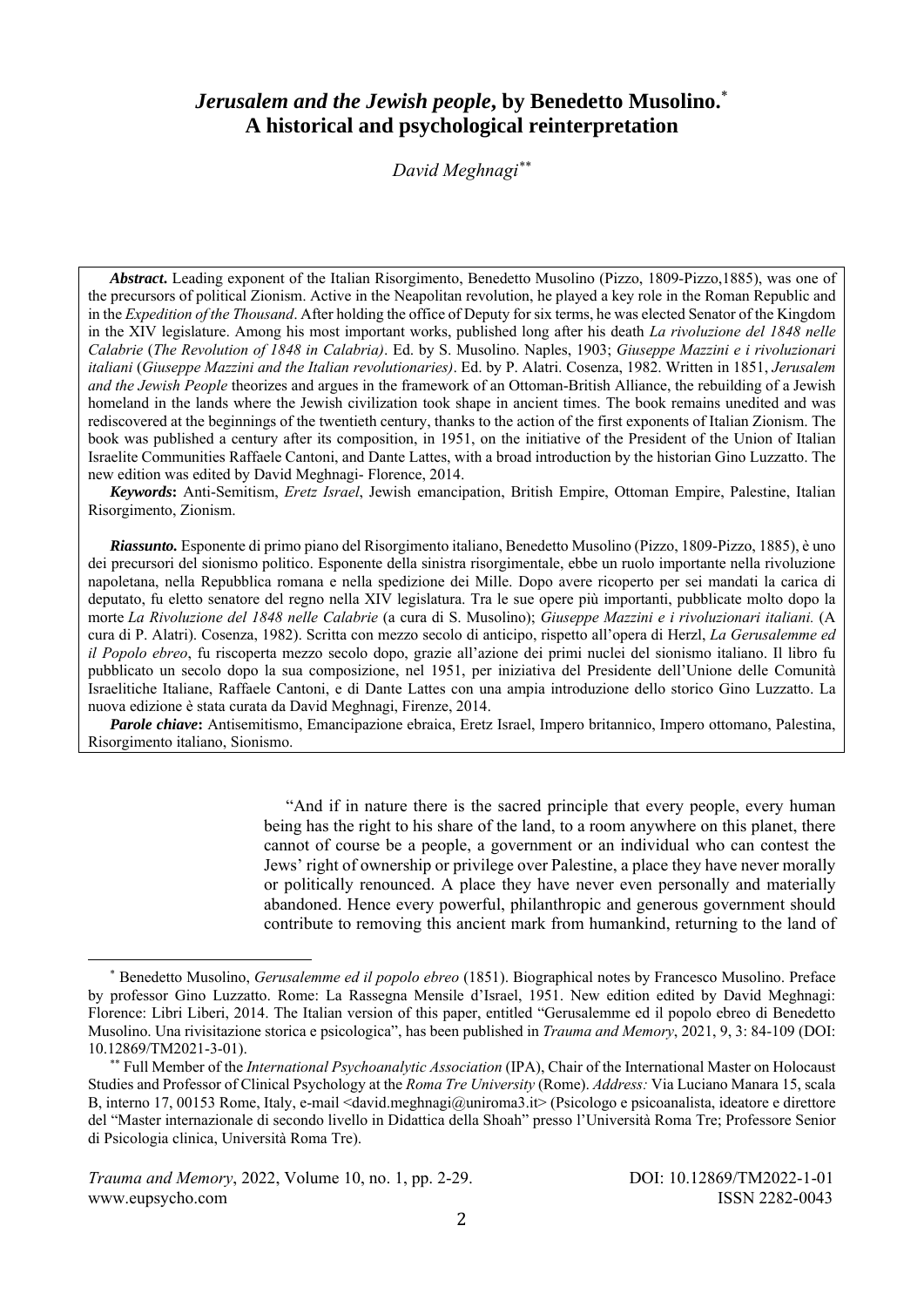# *Jerusalem and the Jewish people*, by Benedetto Musolino.[*] A historical and psychological reinterpretation

*David Meghnagi*[**]

***Abstract***. Leading exponent of the Italian Risorgimento, Benedetto Musolino (Pizzo, 1809-Pizzo,1885), was one of the precursors of political Zionism. Active in the Neapolitan revolution, he played a key role in the Roman Republic and in the *Expedition of the Thousand*. After holding the office of Deputy for six terms, he was elected Senator of the Kingdom in the XIV legislature. Among his most important works, published long after his death *La rivoluzione del 1848 nelle Calabrie* (*The Revolution of 1848 in Calabria)*. Ed. by S. Musolino. Naples, 1903; *Giuseppe Mazzini e i rivoluzionari italiani* (*Giuseppe Mazzini and the Italian revolutionaries)*. Ed. by P. Alatri. Cosenza, 1982. Written in 1851, *Jerusalem and the Jewish People* theorizes and argues in the framework of an Ottoman-British Alliance, the rebuilding of a Jewish homeland in the lands where the Jewish civilization took shape in ancient times. The book remains unedited and was rediscovered at the beginnings of the twentieth century, thanks to the action of the first exponents of Italian Zionism. The book was published a century after its composition, in 1951, on the initiative of the President of the Union of Italian Israelite Communities Raffaele Cantoni, and Dante Lattes, with a broad introduction by the historian Gino Luzzatto. The new edition was edited by David Meghnagi- Florence, 2014.

***Keywords*:** Anti-Semitism, *Eretz Israel*, Jewish emancipation, British Empire, Ottoman Empire, Palestine, Italian Risorgimento, Zionism.

***Riassunto.*** Esponente di primo piano del Risorgimento italiano, Benedetto Musolino (Pizzo, 1809-Pizzo, 1885), è uno dei precursori del sionismo politico. Esponente della sinistra risorgimentale, ebbe un ruolo importante nella rivoluzione napoletana, nella Repubblica romana e nella spedizione dei Mille. Dopo avere ricoperto per sei mandati la carica di deputato, fu eletto senatore del regno nella XIV legislatura. Tra le sue opere più importanti, pubblicate molto dopo la morte *La Rivoluzione del 1848 nelle Calabrie* (a cura di S. Musolino); *Giuseppe Mazzini e i rivoluzionari italiani.* (A cura di P. Alatri). Cosenza, 1982). Scritta con mezzo secolo di anticipo, rispetto all'opera di Herzl, *La Gerusalemme ed il Popolo ebreo*, fu riscoperta mezzo secolo dopo, grazie all'azione dei primi nuclei del sionismo italiano. Il libro fu pubblicato un secolo dopo la sua composizione, nel 1951, per iniziativa del Presidente dell'Unione delle Comunità Israelitiche Italiane, Raffaele Cantoni, e di Dante Lattes con una ampia introduzione dello storico Gino Luzzatto. La nuova edizione è stata curata da David Meghnagi, Firenze, 2014.

***Parole chiave*:** Antisemitismo, Emancipazione ebraica, Eretz Israel, Impero britannico, Impero ottomano, Palestina, Risorgimento italiano, Sionismo.

> "And if in nature there is the sacred principle that every people, every human being has the right to his share of the land, to a room anywhere on this planet, there cannot of course be a people, a government or an individual who can contest the Jews' right of ownership or privilege over Palestine, a place they have never morally or politically renounced. A place they have never even personally and materially abandoned. Hence every powerful, philanthropic and generous government should contribute to removing this ancient mark from humankind, returning to the land of

[*] Benedetto Musolino, *Gerusalemme ed il popolo ebreo* (1851). Biographical notes by Francesco Musolino. Preface by professor Gino Luzzatto. Rome: La Rassegna Mensile d'Israel, 1951. New edition edited by David Meghnagi: Florence: Libri Liberi, 2014. The Italian version of this paper, entitled "Gerusalemme ed il popolo ebreo di Benedetto Musolino. Una rivisitazione storica e psicologica", has been published in *Trauma and Memory*, 2021, 9, 3: 84-109 (DOI: 10.12869/TM2021-3-01).

[**] Full Member of the *International Psychoanalytic Association* (IPA), Chair of the International Master on Holocaust Studies and Professor of Clinical Psychology at the *Roma Tre University* (Rome). *Address:* Via Luciano Manara 15, scala B, interno 17, 00153 Rome, Italy, e-mail <david.meghnagi@uniroma3.it> (Psicologo e psicoanalista, ideatore e direttore del "Master internazionale di secondo livello in Didattica della Shoah" presso l'Università Roma Tre; Professore Senior di Psicologia clinica, Università Roma Tre).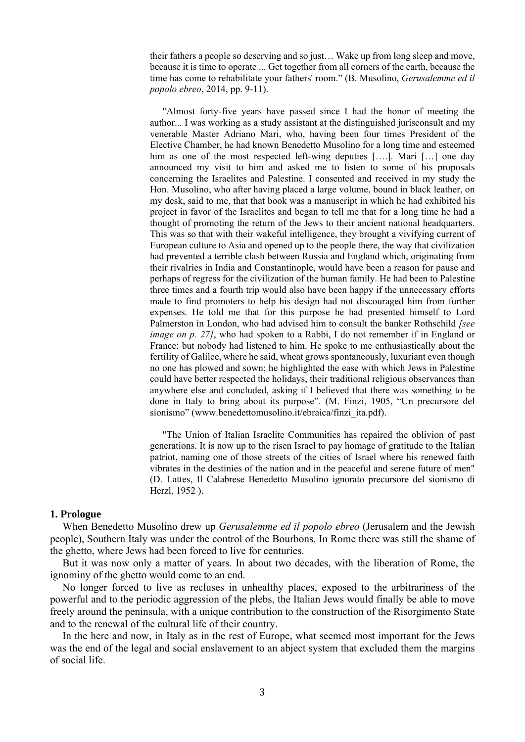their fathers a people so deserving and so just… Wake up from long sleep and move, because it is time to operate ... Get together from all corners of the earth, because the time has come to rehabilitate your fathers' room." (B. Musolino, *Gerusalemme ed il popolo ebreo*, 2014, pp. 9-11).

"Almost forty-five years have passed since I had the honor of meeting the author... I was working as a study assistant at the distinguished jurisconsult and my venerable Master Adriano Mari, who, having been four times President of the Elective Chamber, he had known Benedetto Musolino for a long time and esteemed him as one of the most respected left-wing deputies [….]. Mari […] one day announced my visit to him and asked me to listen to some of his proposals concerning the Israelites and Palestine. I consented and received in my study the Hon. Musolino, who after having placed a large volume, bound in black leather, on my desk, said to me, that that book was a manuscript in which he had exhibited his project in favor of the Israelites and began to tell me that for a long time he had a thought of promoting the return of the Jews to their ancient national headquarters. This was so that with their wakeful intelligence, they brought a vivifying current of European culture to Asia and opened up to the people there, the way that civilization had prevented a terrible clash between Russia and England which, originating from their rivalries in India and Constantinople, would have been a reason for pause and perhaps of regress for the civilization of the human family. He had been to Palestine three times and a fourth trip would also have been happy if the unnecessary efforts made to find promoters to help his design had not discouraged him from further expenses. He told me that for this purpose he had presented himself to Lord Palmerston in London, who had advised him to consult the banker Rothschild *[see image on p. 27]*, who had spoken to a Rabbi, I do not remember if in England or France: but nobody had listened to him. He spoke to me enthusiastically about the fertility of Galilee, where he said, wheat grows spontaneously, luxuriant even though no one has plowed and sown; he highlighted the ease with which Jews in Palestine could have better respected the holidays, their traditional religious observances than anywhere else and concluded, asking if I believed that there was something to be done in Italy to bring about its purpose". (M. Finzi, 1905, "Un precursore del sionismo" (www.benedettomusolino.it/ebraica/finzi_ita.pdf).

"The Union of Italian Israelite Communities has repaired the oblivion of past generations. It is now up to the risen Israel to pay homage of gratitude to the Italian patriot, naming one of those streets of the cities of Israel where his renewed faith vibrates in the destinies of the nation and in the peaceful and serene future of men" (D. Lattes, Il Calabrese Benedetto Musolino ignorato precursore del sionismo di Herzl, 1952 ).

## 1. Prologue

When Benedetto Musolino drew up *Gerusalemme ed il popolo ebreo* (Jerusalem and the Jewish people), Southern Italy was under the control of the Bourbons. In Rome there was still the shame of the ghetto, where Jews had been forced to live for centuries.

But it was now only a matter of years. In about two decades, with the liberation of Rome, the ignominy of the ghetto would come to an end.

No longer forced to live as recluses in unhealthy places, exposed to the arbitrariness of the powerful and to the periodic aggression of the plebs, the Italian Jews would finally be able to move freely around the peninsula, with a unique contribution to the construction of the Risorgimento State and to the renewal of the cultural life of their country.

In the here and now, in Italy as in the rest of Europe, what seemed most important for the Jews was the end of the legal and social enslavement to an abject system that excluded them the margins of social life.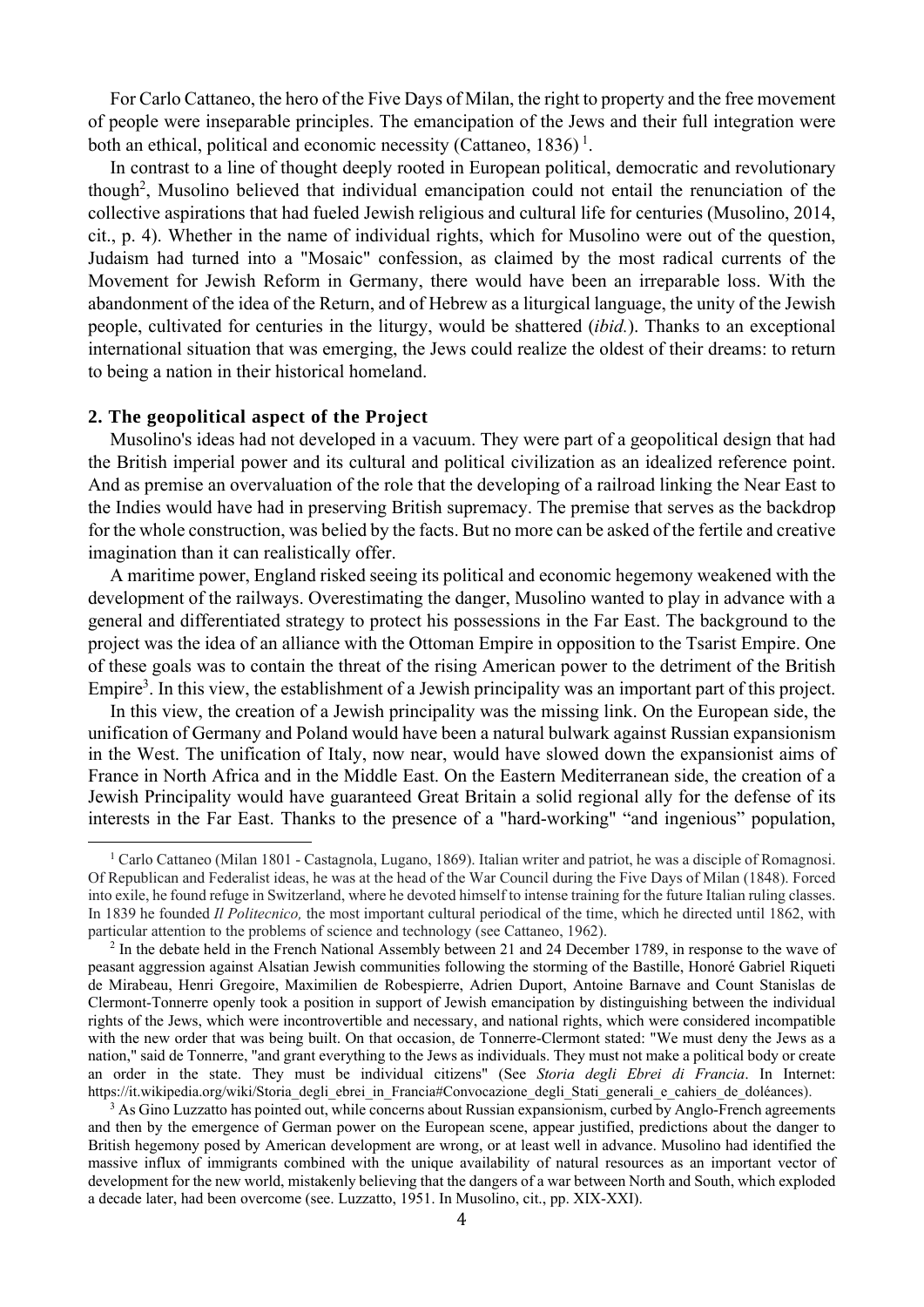For Carlo Cattaneo, the hero of the Five Days of Milan, the right to property and the free movement of people were inseparable principles. The emancipation of the Jews and their full integration were both an ethical, political and economic necessity (Cattaneo, 1836) [1].

In contrast to a line of thought deeply rooted in European political, democratic and revolutionary though[2], Musolino believed that individual emancipation could not entail the renunciation of the collective aspirations that had fueled Jewish religious and cultural life for centuries (Musolino, 2014, cit., p. 4). Whether in the name of individual rights, which for Musolino were out of the question, Judaism had turned into a "Mosaic" confession, as claimed by the most radical currents of the Movement for Jewish Reform in Germany, there would have been an irreparable loss. With the abandonment of the idea of the Return, and of Hebrew as a liturgical language, the unity of the Jewish people, cultivated for centuries in the liturgy, would be shattered (*ibid.*). Thanks to an exceptional international situation that was emerging, the Jews could realize the oldest of their dreams: to return to being a nation in their historical homeland.

## 2. The geopolitical aspect of the Project

Musolino's ideas had not developed in a vacuum. They were part of a geopolitical design that had the British imperial power and its cultural and political civilization as an idealized reference point. And as premise an overvaluation of the role that the developing of a railroad linking the Near East to the Indies would have had in preserving British supremacy. The premise that serves as the backdrop for the whole construction, was belied by the facts. But no more can be asked of the fertile and creative imagination than it can realistically offer.

A maritime power, England risked seeing its political and economic hegemony weakened with the development of the railways. Overestimating the danger, Musolino wanted to play in advance with a general and differentiated strategy to protect his possessions in the Far East. The background to the project was the idea of an alliance with the Ottoman Empire in opposition to the Tsarist Empire. One of these goals was to contain the threat of the rising American power to the detriment of the British Empire[3]. In this view, the establishment of a Jewish principality was an important part of this project.

In this view, the creation of a Jewish principality was the missing link. On the European side, the unification of Germany and Poland would have been a natural bulwark against Russian expansionism in the West. The unification of Italy, now near, would have slowed down the expansionist aims of France in North Africa and in the Middle East. On the Eastern Mediterranean side, the creation of a Jewish Principality would have guaranteed Great Britain a solid regional ally for the defense of its interests in the Far East. Thanks to the presence of a "hard-working" "and ingenious" population,

---

[1] Carlo Cattaneo (Milan 1801 - Castagnola, Lugano, 1869). Italian writer and patriot, he was a disciple of Romagnosi. Of Republican and Federalist ideas, he was at the head of the War Council during the Five Days of Milan (1848). Forced into exile, he found refuge in Switzerland, where he devoted himself to intense training for the future Italian ruling classes. In 1839 he founded *Il Politecnico,* the most important cultural periodical of the time, which he directed until 1862, with particular attention to the problems of science and technology (see Cattaneo, 1962).

[2] In the debate held in the French National Assembly between 21 and 24 December 1789, in response to the wave of peasant aggression against Alsatian Jewish communities following the storming of the Bastille, Honoré Gabriel Riqueti de Mirabeau, Henri Gregoire, Maximilien de Robespierre, Adrien Duport, Antoine Barnave and Count Stanislas de Clermont-Tonnerre openly took a position in support of Jewish emancipation by distinguishing between the individual rights of the Jews, which were incontrovertible and necessary, and national rights, which were considered incompatible with the new order that was being built. On that occasion, de Tonnerre-Clermont stated: "We must deny the Jews as a nation," said de Tonnerre, "and grant everything to the Jews as individuals. They must not make a political body or create an order in the state. They must be individual citizens" (See *Storia degli Ebrei di Francia*. In Internet: https://it.wikipedia.org/wiki/Storia_degli_ebrei_in_Francia#Convocazione_degli_Stati_generali_e_cahiers_de_doléances).

[3] As Gino Luzzatto has pointed out, while concerns about Russian expansionism, curbed by Anglo-French agreements and then by the emergence of German power on the European scene, appear justified, predictions about the danger to British hegemony posed by American development are wrong, or at least well in advance. Musolino had identified the massive influx of immigrants combined with the unique availability of natural resources as an important vector of development for the new world, mistakenly believing that the dangers of a war between North and South, which exploded a decade later, had been overcome (see. Luzzatto, 1951. In Musolino, cit., pp. XIX-XXI).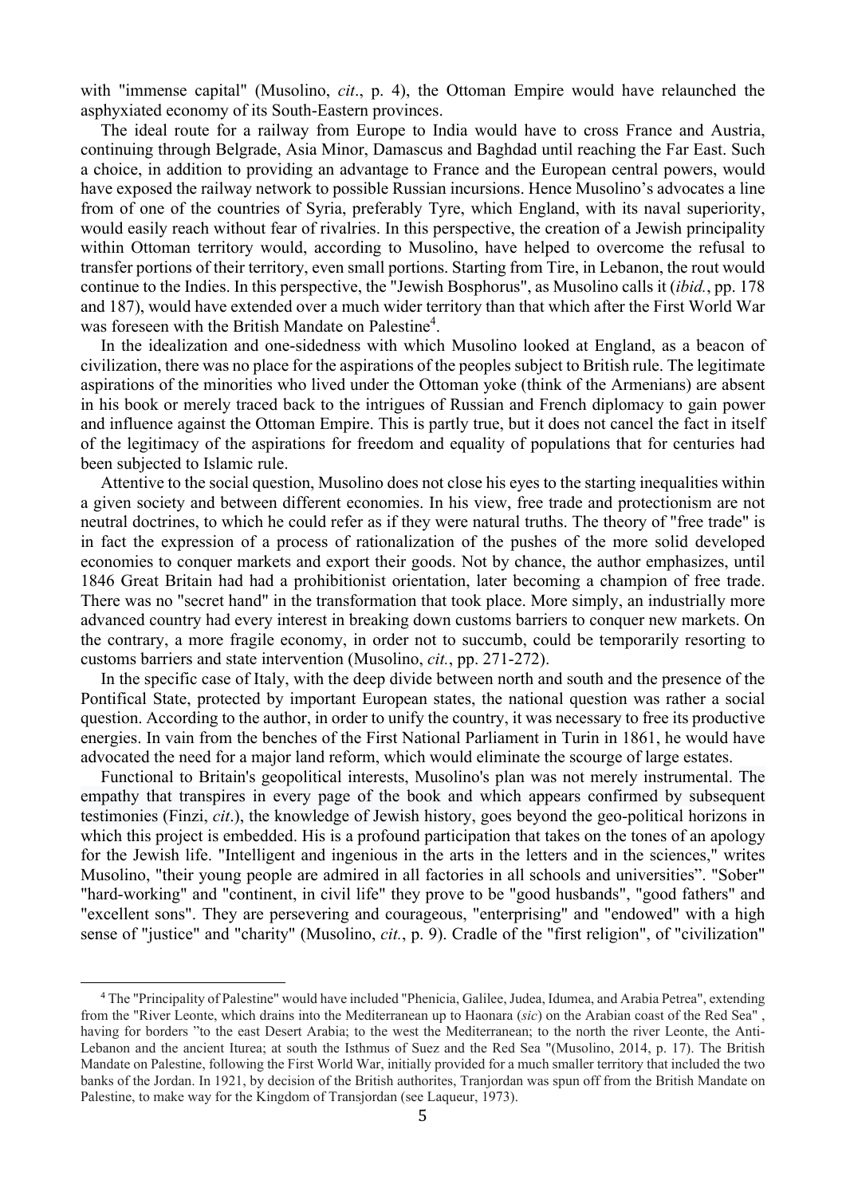with "immense capital" (Musolino, *cit*., p. 4), the Ottoman Empire would have relaunched the asphyxiated economy of its South-Eastern provinces.

The ideal route for a railway from Europe to India would have to cross France and Austria, continuing through Belgrade, Asia Minor, Damascus and Baghdad until reaching the Far East. Such a choice, in addition to providing an advantage to France and the European central powers, would have exposed the railway network to possible Russian incursions. Hence Musolino's advocates a line from of one of the countries of Syria, preferably Tyre, which England, with its naval superiority, would easily reach without fear of rivalries. In this perspective, the creation of a Jewish principality within Ottoman territory would, according to Musolino, have helped to overcome the refusal to transfer portions of their territory, even small portions. Starting from Tire, in Lebanon, the rout would continue to the Indies. In this perspective, the "Jewish Bosphorus", as Musolino calls it (*ibid.*, pp. 178 and 187), would have extended over a much wider territory than that which after the First World War was foreseen with the British Mandate on Palestine[4].

In the idealization and one-sidedness with which Musolino looked at England, as a beacon of civilization, there was no place for the aspirations of the peoples subject to British rule. The legitimate aspirations of the minorities who lived under the Ottoman yoke (think of the Armenians) are absent in his book or merely traced back to the intrigues of Russian and French diplomacy to gain power and influence against the Ottoman Empire. This is partly true, but it does not cancel the fact in itself of the legitimacy of the aspirations for freedom and equality of populations that for centuries had been subjected to Islamic rule.

Attentive to the social question, Musolino does not close his eyes to the starting inequalities within a given society and between different economies. In his view, free trade and protectionism are not neutral doctrines, to which he could refer as if they were natural truths. The theory of "free trade" is in fact the expression of a process of rationalization of the pushes of the more solid developed economies to conquer markets and export their goods. Not by chance, the author emphasizes, until 1846 Great Britain had had a prohibitionist orientation, later becoming a champion of free trade. There was no "secret hand" in the transformation that took place. More simply, an industrially more advanced country had every interest in breaking down customs barriers to conquer new markets. On the contrary, a more fragile economy, in order not to succumb, could be temporarily resorting to customs barriers and state intervention (Musolino, *cit.*, pp. 271-272).

In the specific case of Italy, with the deep divide between north and south and the presence of the Pontifical State, protected by important European states, the national question was rather a social question. According to the author, in order to unify the country, it was necessary to free its productive energies. In vain from the benches of the First National Parliament in Turin in 1861, he would have advocated the need for a major land reform, which would eliminate the scourge of large estates.

Functional to Britain's geopolitical interests, Musolino's plan was not merely instrumental. The empathy that transpires in every page of the book and which appears confirmed by subsequent testimonies (Finzi, *cit*.), the knowledge of Jewish history, goes beyond the geo-political horizons in which this project is embedded. His is a profound participation that takes on the tones of an apology for the Jewish life. "Intelligent and ingenious in the arts in the letters and in the sciences," writes Musolino, "their young people are admired in all factories in all schools and universities". "Sober" "hard-working" and "continent, in civil life" they prove to be "good husbands", "good fathers" and "excellent sons". They are persevering and courageous, "enterprising" and "endowed" with a high sense of "justice" and "charity" (Musolino, *cit.*, p. 9). Cradle of the "first religion", of "civilization"

---

[4] The "Principality of Palestine" would have included "Phenicia, Galilee, Judea, Idumea, and Arabia Petrea", extending from the "River Leonte, which drains into the Mediterranean up to Haonara (*sic*) on the Arabian coast of the Red Sea" , having for borders "to the east Desert Arabia; to the west the Mediterranean; to the north the river Leonte, the Anti-Lebanon and the ancient Iturea; at south the Isthmus of Suez and the Red Sea "(Musolino, 2014, p. 17). The British Mandate on Palestine, following the First World War, initially provided for a much smaller territory that included the two banks of the Jordan. In 1921, by decision of the British authorites, Tranjordan was spun off from the British Mandate on Palestine, to make way for the Kingdom of Transjordan (see Laqueur, 1973).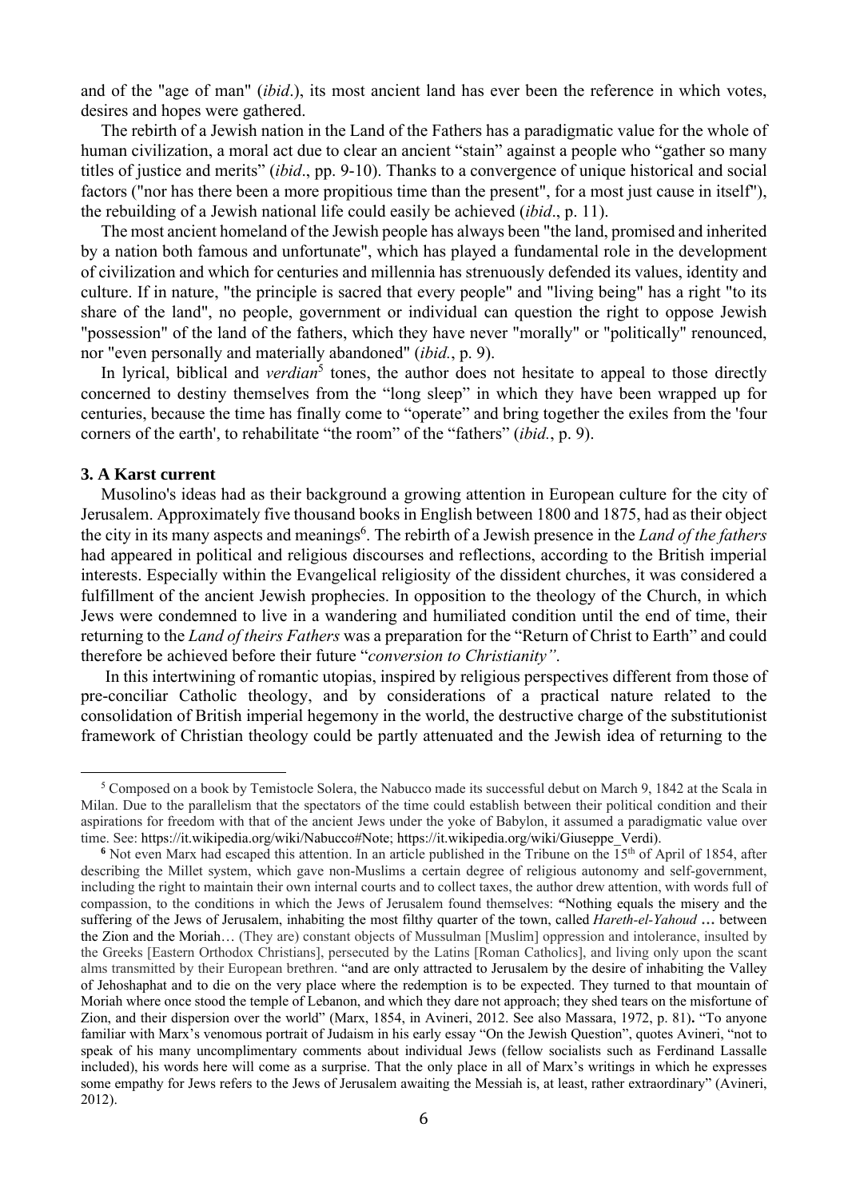and of the "age of man" (*ibid*.), its most ancient land has ever been the reference in which votes, desires and hopes were gathered.

The rebirth of a Jewish nation in the Land of the Fathers has a paradigmatic value for the whole of human civilization, a moral act due to clear an ancient "stain" against a people who "gather so many titles of justice and merits" (*ibid*., pp. 9-10). Thanks to a convergence of unique historical and social factors ("nor has there been a more propitious time than the present", for a most just cause in itself"), the rebuilding of a Jewish national life could easily be achieved (*ibid*., p. 11).

The most ancient homeland of the Jewish people has always been "the land, promised and inherited by a nation both famous and unfortunate", which has played a fundamental role in the development of civilization and which for centuries and millennia has strenuously defended its values, identity and culture. If in nature, "the principle is sacred that every people" and "living being" has a right "to its share of the land", no people, government or individual can question the right to oppose Jewish "possession" of the land of the fathers, which they have never "morally" or "politically" renounced, nor "even personally and materially abandoned" (*ibid.*, p. 9).

In lyrical, biblical and *verdian*[5] tones, the author does not hesitate to appeal to those directly concerned to destiny themselves from the "long sleep" in which they have been wrapped up for centuries, because the time has finally come to "operate" and bring together the exiles from the 'four corners of the earth', to rehabilitate "the room" of the "fathers" (*ibid.*, p. 9).

### 3. A Karst current

Musolino's ideas had as their background a growing attention in European culture for the city of Jerusalem. Approximately five thousand books in English between 1800 and 1875, had as their object the city in its many aspects and meanings[6]. The rebirth of a Jewish presence in the *Land of the fathers* had appeared in political and religious discourses and reflections, according to the British imperial interests. Especially within the Evangelical religiosity of the dissident churches, it was considered a fulfillment of the ancient Jewish prophecies. In opposition to the theology of the Church, in which Jews were condemned to live in a wandering and humiliated condition until the end of time, their returning to the *Land of theirs Fathers* was a preparation for the "Return of Christ to Earth" and could therefore be achieved before their future "*conversion to Christianity"*.

In this intertwining of romantic utopias, inspired by religious perspectives different from those of pre-conciliar Catholic theology, and by considerations of a practical nature related to the consolidation of British imperial hegemony in the world, the destructive charge of the substitutionist framework of Christian theology could be partly attenuated and the Jewish idea of returning to the

---

[5] Composed on a book by Temistocle Solera, the Nabucco made its successful debut on March 9, 1842 at the Scala in Milan. Due to the parallelism that the spectators of the time could establish between their political condition and their aspirations for freedom with that of the ancient Jews under the yoke of Babylon, it assumed a paradigmatic value over time. See: https://it.wikipedia.org/wiki/Nabucco#Note; https://it.wikipedia.org/wiki/Giuseppe_Verdi).

[6] Not even Marx had escaped this attention. In an article published in the Tribune on the 15th of April of 1854, after describing the Millet system, which gave non-Muslims a certain degree of religious autonomy and self-government, including the right to maintain their own internal courts and to collect taxes, the author drew attention, with words full of compassion, to the conditions in which the Jews of Jerusalem found themselves: "Nothing equals the misery and the suffering of the Jews of Jerusalem, inhabiting the most filthy quarter of the town, called *Hareth-el-Yahoud* **…** between the Zion and the Moriah… (They are) constant objects of Mussulman [Muslim] oppression and intolerance, insulted by the Greeks [Eastern Orthodox Christians], persecuted by the Latins [Roman Catholics], and living only upon the scant alms transmitted by their European brethren. "and are only attracted to Jerusalem by the desire of inhabiting the Valley of Jehoshaphat and to die on the very place where the redemption is to be expected. They turned to that mountain of Moriah where once stood the temple of Lebanon, and which they dare not approach; they shed tears on the misfortune of Zion, and their dispersion over the world" (Marx, 1854, in Avineri, 2012. See also Massara, 1972, p. 81). "To anyone familiar with Marx's venomous portrait of Judaism in his early essay "On the Jewish Question", quotes Avineri, "not to speak of his many uncomplimentary comments about individual Jews (fellow socialists such as Ferdinand Lassalle included), his words here will come as a surprise. That the only place in all of Marx's writings in which he expresses some empathy for Jews refers to the Jews of Jerusalem awaiting the Messiah is, at least, rather extraordinary" (Avineri, 2012).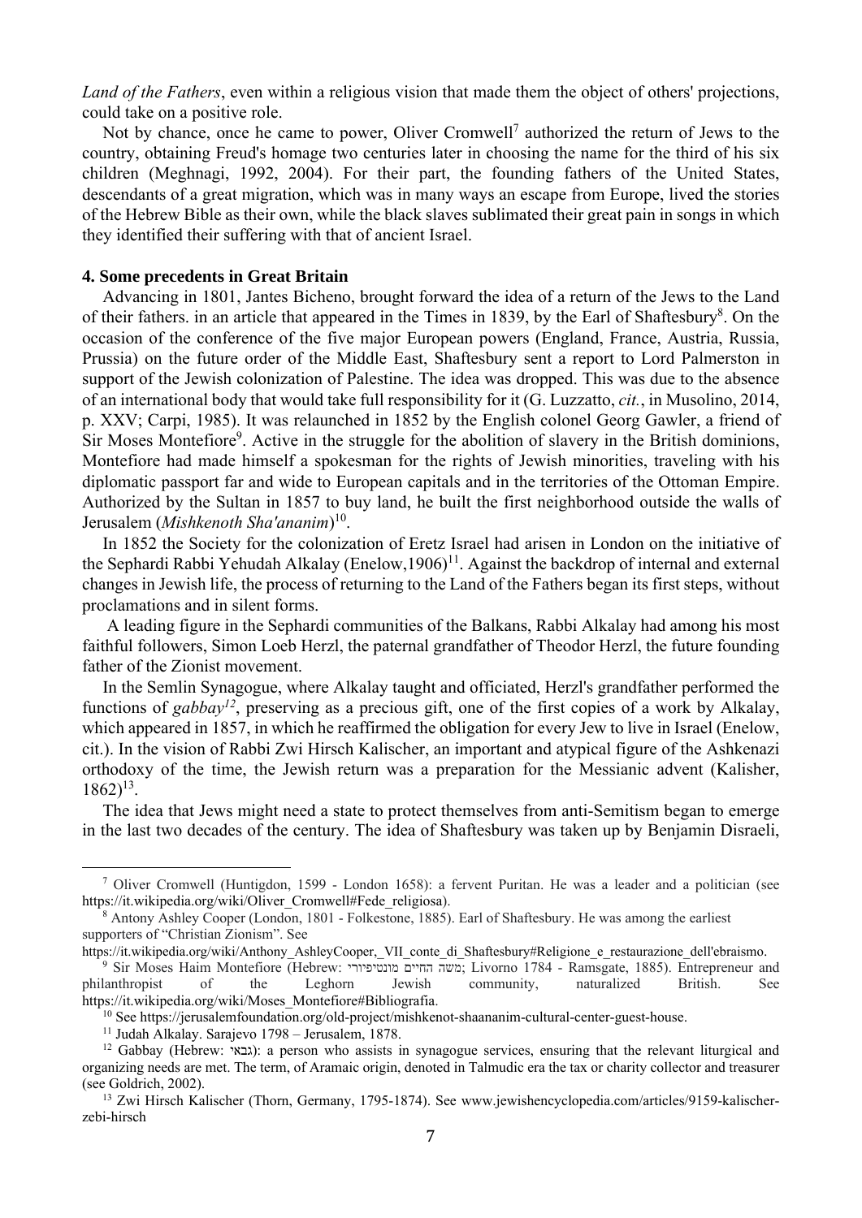*Land of the Fathers*, even within a religious vision that made them the object of others' projections, could take on a positive role.

Not by chance, once he came to power, Oliver Cromwell[7] authorized the return of Jews to the country, obtaining Freud's homage two centuries later in choosing the name for the third of his six children (Meghnagi, 1992, 2004). For their part, the founding fathers of the United States, descendants of a great migration, which was in many ways an escape from Europe, lived the stories of the Hebrew Bible as their own, while the black slaves sublimated their great pain in songs in which they identified their suffering with that of ancient Israel.

**4. Some precedents in Great Britain**

Advancing in 1801, Jantes Bicheno, brought forward the idea of a return of the Jews to the Land of their fathers. in an article that appeared in the Times in 1839, by the Earl of Shaftesbury[8]. On the occasion of the conference of the five major European powers (England, France, Austria, Russia, Prussia) on the future order of the Middle East, Shaftesbury sent a report to Lord Palmerston in support of the Jewish colonization of Palestine. The idea was dropped. This was due to the absence of an international body that would take full responsibility for it (G. Luzzatto, *cit.*, in Musolino, 2014, p. XXV; Carpi, 1985). It was relaunched in 1852 by the English colonel Georg Gawler, a friend of Sir Moses Montefiore[9]. Active in the struggle for the abolition of slavery in the British dominions, Montefiore had made himself a spokesman for the rights of Jewish minorities, traveling with his diplomatic passport far and wide to European capitals and in the territories of the Ottoman Empire. Authorized by the Sultan in 1857 to buy land, he built the first neighborhood outside the walls of Jerusalem (*Mishkenoth Sha'ananim*)[10].

In 1852 the Society for the colonization of Eretz Israel had arisen in London on the initiative of the Sephardi Rabbi Yehudah Alkalay (Enelow,1906)[11]. Against the backdrop of internal and external changes in Jewish life, the process of returning to the Land of the Fathers began its first steps, without proclamations and in silent forms.

A leading figure in the Sephardi communities of the Balkans, Rabbi Alkalay had among his most faithful followers, Simon Loeb Herzl, the paternal grandfather of Theodor Herzl, the future founding father of the Zionist movement.

In the Semlin Synagogue, where Alkalay taught and officiated, Herzl's grandfather performed the functions of *gabbay*[12], preserving as a precious gift, one of the first copies of a work by Alkalay, which appeared in 1857, in which he reaffirmed the obligation for every Jew to live in Israel (Enelow, cit.). In the vision of Rabbi Zwi Hirsch Kalischer, an important and atypical figure of the Ashkenazi orthodoxy of the time, the Jewish return was a preparation for the Messianic advent (Kalisher, 1862)[13].

The idea that Jews might need a state to protect themselves from anti-Semitism began to emerge in the last two decades of the century. The idea of Shaftesbury was taken up by Benjamin Disraeli,

---

[7] Oliver Cromwell (Huntigdon, 1599 - London 1658): a fervent Puritan. He was a leader and a politician (see https://it.wikipedia.org/wiki/Oliver_Cromwell#Fede_religiosa).

[8] Antony Ashley Cooper (London, 1801 - Folkestone, 1885). Earl of Shaftesbury. He was among the earliest supporters of "Christian Zionism". See https://it.wikipedia.org/wiki/Anthony_AshleyCooper,_VII_conte_di_Shaftesbury#Religione_e_restaurazione_dell'ebraismo.

[9] Sir Moses Haim Montefiore (Hebrew: משה החיים מונטיפיורי; Livorno 1784 - Ramsgate, 1885). Entrepreneur and philanthropist of the Leghorn Jewish community, naturalized British. See https://it.wikipedia.org/wiki/Moses_Montefiore#Bibliografia.

[10] See https://jerusalemfoundation.org/old-project/mishkenot-shaananim-cultural-center-guest-house.

[11] Judah Alkalay. Sarajevo 1798 – Jerusalem, 1878.

[12] Gabbay (Hebrew: גבאי): a person who assists in synagogue services, ensuring that the relevant liturgical and organizing needs are met. The term, of Aramaic origin, denoted in Talmudic era the tax or charity collector and treasurer (see Goldrich, 2002).

[13] Zwi Hirsch Kalischer (Thorn, Germany, 1795-1874). See www.jewishencyclopedia.com/articles/9159-kalischer-zebi-hirsch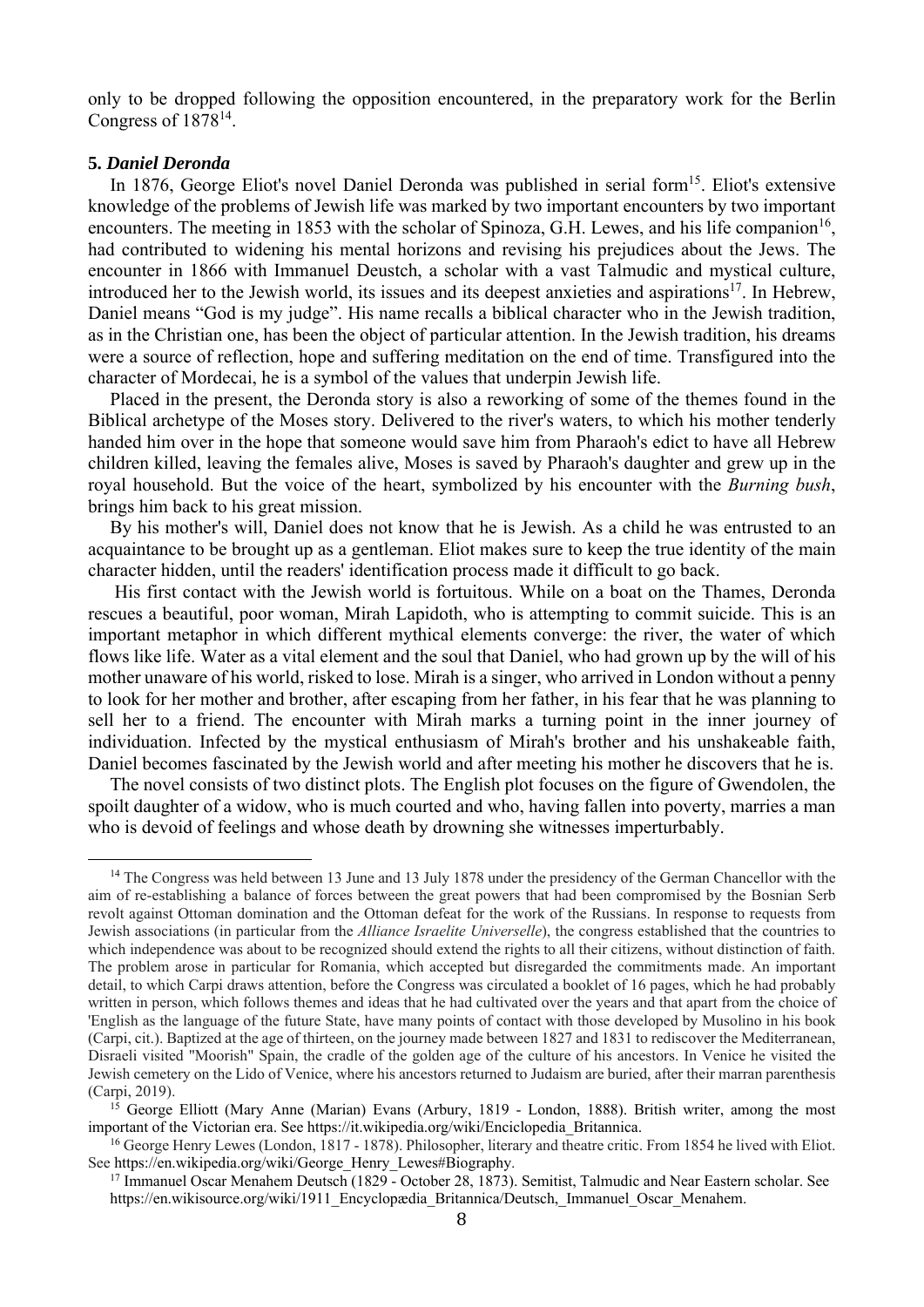only to be dropped following the opposition encountered, in the preparatory work for the Berlin Congress of 1878[14].

### 5. *Daniel Deronda*

In 1876, George Eliot's novel Daniel Deronda was published in serial form[15]. Eliot's extensive knowledge of the problems of Jewish life was marked by two important encounters by two important encounters. The meeting in 1853 with the scholar of Spinoza, G.H. Lewes, and his life companion[16], had contributed to widening his mental horizons and revising his prejudices about the Jews. The encounter in 1866 with Immanuel Deustch, a scholar with a vast Talmudic and mystical culture, introduced her to the Jewish world, its issues and its deepest anxieties and aspirations[17]. In Hebrew, Daniel means "God is my judge". His name recalls a biblical character who in the Jewish tradition, as in the Christian one, has been the object of particular attention. In the Jewish tradition, his dreams were a source of reflection, hope and suffering meditation on the end of time. Transfigured into the character of Mordecai, he is a symbol of the values that underpin Jewish life.

Placed in the present, the Deronda story is also a reworking of some of the themes found in the Biblical archetype of the Moses story. Delivered to the river's waters, to which his mother tenderly handed him over in the hope that someone would save him from Pharaoh's edict to have all Hebrew children killed, leaving the females alive, Moses is saved by Pharaoh's daughter and grew up in the royal household. But the voice of the heart, symbolized by his encounter with the *Burning bush*, brings him back to his great mission.

By his mother's will, Daniel does not know that he is Jewish. As a child he was entrusted to an acquaintance to be brought up as a gentleman. Eliot makes sure to keep the true identity of the main character hidden, until the readers' identification process made it difficult to go back.

His first contact with the Jewish world is fortuitous. While on a boat on the Thames, Deronda rescues a beautiful, poor woman, Mirah Lapidoth, who is attempting to commit suicide. This is an important metaphor in which different mythical elements converge: the river, the water of which flows like life. Water as a vital element and the soul that Daniel, who had grown up by the will of his mother unaware of his world, risked to lose. Mirah is a singer, who arrived in London without a penny to look for her mother and brother, after escaping from her father, in his fear that he was planning to sell her to a friend. The encounter with Mirah marks a turning point in the inner journey of individuation. Infected by the mystical enthusiasm of Mirah's brother and his unshakeable faith, Daniel becomes fascinated by the Jewish world and after meeting his mother he discovers that he is.

The novel consists of two distinct plots. The English plot focuses on the figure of Gwendolen, the spoilt daughter of a widow, who is much courted and who, having fallen into poverty, marries a man who is devoid of feelings and whose death by drowning she witnesses imperturbably.

---

[14] The Congress was held between 13 June and 13 July 1878 under the presidency of the German Chancellor with the aim of re-establishing a balance of forces between the great powers that had been compromised by the Bosnian Serb revolt against Ottoman domination and the Ottoman defeat for the work of the Russians. In response to requests from Jewish associations (in particular from the *Alliance Israelite Universelle*), the congress established that the countries to which independence was about to be recognized should extend the rights to all their citizens, without distinction of faith. The problem arose in particular for Romania, which accepted but disregarded the commitments made. An important detail, to which Carpi draws attention, before the Congress was circulated a booklet of 16 pages, which he had probably written in person, which follows themes and ideas that he had cultivated over the years and that apart from the choice of 'English as the language of the future State, have many points of contact with those developed by Musolino in his book (Carpi, cit.). Baptized at the age of thirteen, on the journey made between 1827 and 1831 to rediscover the Mediterranean, Disraeli visited "Moorish" Spain, the cradle of the golden age of the culture of his ancestors. In Venice he visited the Jewish cemetery on the Lido of Venice, where his ancestors returned to Judaism are buried, after their marran parenthesis (Carpi, 2019).

[15] George Elliott (Mary Anne (Marian) Evans (Arbury, 1819 - London, 1888). British writer, among the most important of the Victorian era. See https://it.wikipedia.org/wiki/Enciclopedia_Britannica.

[16] George Henry Lewes (London, 1817 - 1878). Philosopher, literary and theatre critic. From 1854 he lived with Eliot. See https://en.wikipedia.org/wiki/George_Henry_Lewes#Biography.

[17] Immanuel Oscar Menahem Deutsch (1829 - October 28, 1873). Semitist, Talmudic and Near Eastern scholar. See https://en.wikisource.org/wiki/1911_Encyclopædia_Britannica/Deutsch,_Immanuel_Oscar_Menahem.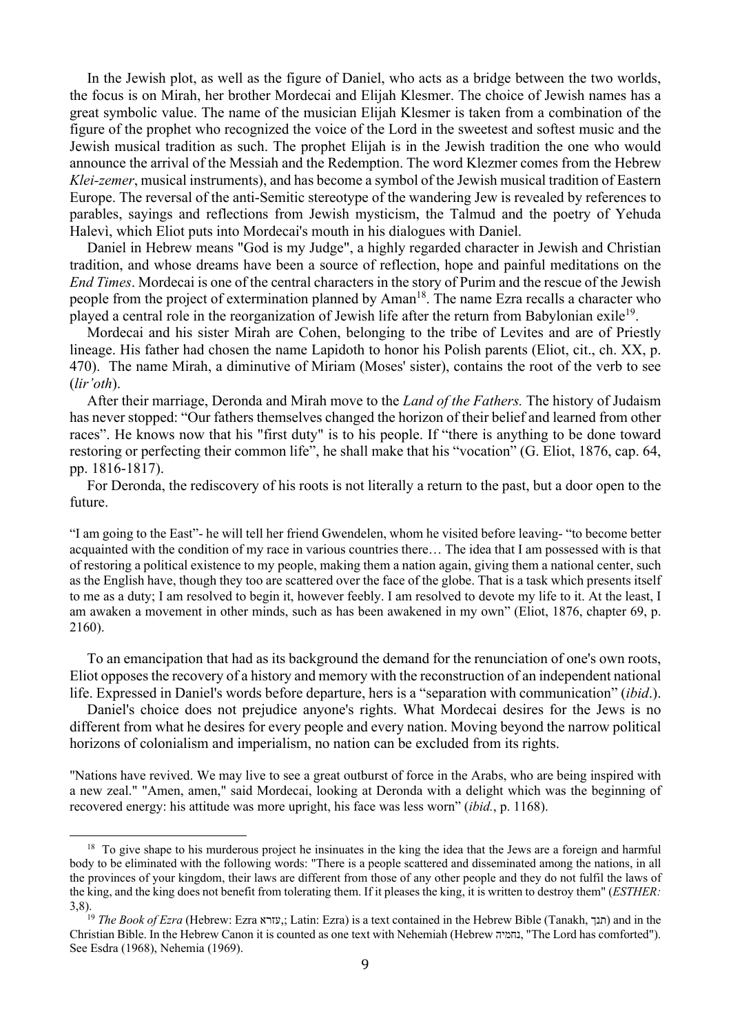In the Jewish plot, as well as the figure of Daniel, who acts as a bridge between the two worlds, the focus is on Mirah, her brother Mordecai and Elijah Klesmer. The choice of Jewish names has a great symbolic value. The name of the musician Elijah Klesmer is taken from a combination of the figure of the prophet who recognized the voice of the Lord in the sweetest and softest music and the Jewish musical tradition as such. The prophet Elijah is in the Jewish tradition the one who would announce the arrival of the Messiah and the Redemption. The word Klezmer comes from the Hebrew *Klei-zemer*, musical instruments), and has become a symbol of the Jewish musical tradition of Eastern Europe. The reversal of the anti-Semitic stereotype of the wandering Jew is revealed by references to parables, sayings and reflections from Jewish mysticism, the Talmud and the poetry of Yehuda Halevì, which Eliot puts into Mordecai's mouth in his dialogues with Daniel.

Daniel in Hebrew means "God is my Judge", a highly regarded character in Jewish and Christian tradition, and whose dreams have been a source of reflection, hope and painful meditations on the *End Times*. Mordecai is one of the central characters in the story of Purim and the rescue of the Jewish people from the project of extermination planned by Aman[18]. The name Ezra recalls a character who played a central role in the reorganization of Jewish life after the return from Babylonian exile[19].

Mordecai and his sister Mirah are Cohen, belonging to the tribe of Levites and are of Priestly lineage. His father had chosen the name Lapidoth to honor his Polish parents (Eliot, cit., ch. XX, p. 470). The name Mirah, a diminutive of Miriam (Moses' sister), contains the root of the verb to see (*lir'oth*).

After their marriage, Deronda and Mirah move to the *Land of the Fathers.* The history of Judaism has never stopped: "Our fathers themselves changed the horizon of their belief and learned from other races". He knows now that his "first duty" is to his people. If "there is anything to be done toward restoring or perfecting their common life", he shall make that his "vocation" (G. Eliot, 1876, cap. 64, pp. 1816-1817).

For Deronda, the rediscovery of his roots is not literally a return to the past, but a door open to the future.

> "I am going to the East"- he will tell her friend Gwendelen, whom he visited before leaving- "to become better acquainted with the condition of my race in various countries there… The idea that I am possessed with is that of restoring a political existence to my people, making them a nation again, giving them a national center, such as the English have, though they too are scattered over the face of the globe. That is a task which presents itself to me as a duty; I am resolved to begin it, however feebly. I am resolved to devote my life to it. At the least, I am awaken a movement in other minds, such as has been awakened in my own" (Eliot, 1876, chapter 69, p. 2160).

To an emancipation that had as its background the demand for the renunciation of one's own roots, Eliot opposes the recovery of a history and memory with the reconstruction of an independent national life. Expressed in Daniel's words before departure, hers is a "separation with communication" (*ibid*.).

Daniel's choice does not prejudice anyone's rights. What Mordecai desires for the Jews is no different from what he desires for every people and every nation. Moving beyond the narrow political horizons of colonialism and imperialism, no nation can be excluded from its rights.

> "Nations have revived. We may live to see a great outburst of force in the Arabs, who are being inspired with a new zeal." "Amen, amen," said Mordecai, looking at Deronda with a delight which was the beginning of recovered energy: his attitude was more upright, his face was less worn" (*ibid.*, p. 1168).

---

[18] To give shape to his murderous project he insinuates in the king the idea that the Jews are a foreign and harmful body to be eliminated with the following words: "There is a people scattered and disseminated among the nations, in all the provinces of your kingdom, their laws are different from those of any other people and they do not fulfil the laws of the king, and the king does not benefit from tolerating them. If it pleases the king, it is written to destroy them" (*ESTHER:* 3,8).

[19] *The Book of Ezra* (Hebrew: Ezra עזרא,; Latin: Ezra) is a text contained in the Hebrew Bible (Tanakh, תנך) and in the Christian Bible. In the Hebrew Canon it is counted as one text with Nehemiah (Hebrew נחמיה, "The Lord has comforted"). See Esdra (1968), Nehemia (1969).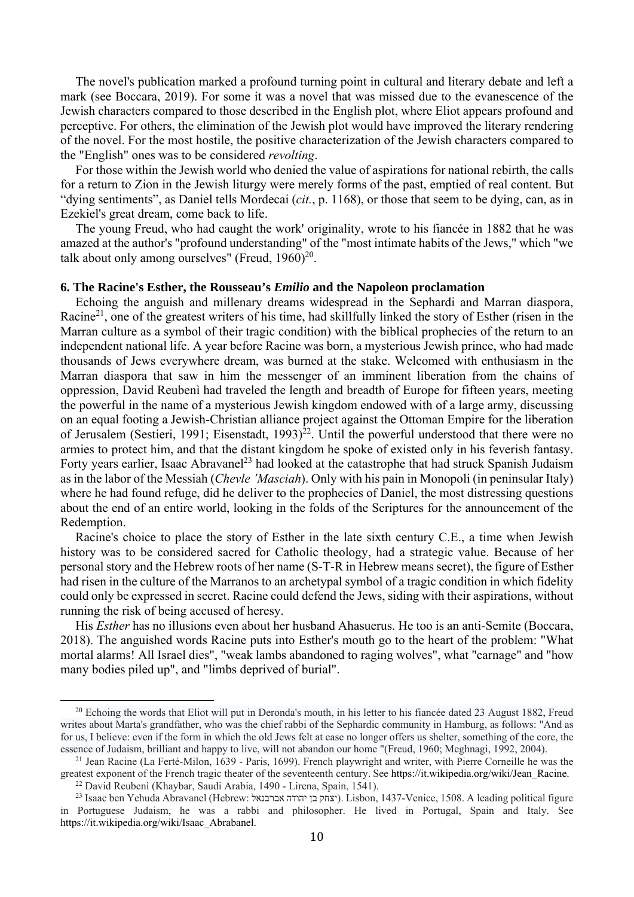The novel's publication marked a profound turning point in cultural and literary debate and left a mark (see Boccara, 2019). For some it was a novel that was missed due to the evanescence of the Jewish characters compared to those described in the English plot, where Eliot appears profound and perceptive. For others, the elimination of the Jewish plot would have improved the literary rendering of the novel. For the most hostile, the positive characterization of the Jewish characters compared to the "English" ones was to be considered *revolting*.

For those within the Jewish world who denied the value of aspirations for national rebirth, the calls for a return to Zion in the Jewish liturgy were merely forms of the past, emptied of real content. But "dying sentiments", as Daniel tells Mordecai (*cit.*, p. 1168), or those that seem to be dying, can, as in Ezekiel's great dream, come back to life.

The young Freud, who had caught the work' originality, wrote to his fiancée in 1882 that he was amazed at the author's "profound understanding" of the "most intimate habits of the Jews," which "we talk about only among ourselves" (Freud, 1960)[20].

### 6. The Racine's Esther, the Rousseau's *Emilio* and the Napoleon proclamation

Echoing the anguish and millenary dreams widespread in the Sephardi and Marran diaspora, Racine[21], one of the greatest writers of his time, had skillfully linked the story of Esther (risen in the Marran culture as a symbol of their tragic condition) with the biblical prophecies of the return to an independent national life. A year before Racine was born, a mysterious Jewish prince, who had made thousands of Jews everywhere dream, was burned at the stake. Welcomed with enthusiasm in the Marran diaspora that saw in him the messenger of an imminent liberation from the chains of oppression, David Reubenì had traveled the length and breadth of Europe for fifteen years, meeting the powerful in the name of a mysterious Jewish kingdom endowed with of a large army, discussing on an equal footing a Jewish-Christian alliance project against the Ottoman Empire for the liberation of Jerusalem (Sestieri, 1991; Eisenstadt, 1993)[22]. Until the powerful understood that there were no armies to protect him, and that the distant kingdom he spoke of existed only in his feverish fantasy. Forty years earlier, Isaac Abravanel[23] had looked at the catastrophe that had struck Spanish Judaism as in the labor of the Messiah (*Chevle 'Masciah*). Only with his pain in Monopoli (in peninsular Italy) where he had found refuge, did he deliver to the prophecies of Daniel, the most distressing questions about the end of an entire world, looking in the folds of the Scriptures for the announcement of the Redemption.

Racine's choice to place the story of Esther in the late sixth century C.E., a time when Jewish history was to be considered sacred for Catholic theology, had a strategic value. Because of her personal story and the Hebrew roots of her name (S-T-R in Hebrew means secret), the figure of Esther had risen in the culture of the Marranos to an archetypal symbol of a tragic condition in which fidelity could only be expressed in secret. Racine could defend the Jews, siding with their aspirations, without running the risk of being accused of heresy.

His *Esther* has no illusions even about her husband Ahasuerus. He too is an anti-Semite (Boccara, 2018). The anguished words Racine puts into Esther's mouth go to the heart of the problem: "What mortal alarms! All Israel dies", "weak lambs abandoned to raging wolves", what "carnage" and "how many bodies piled up", and "limbs deprived of burial".

---

[20] Echoing the words that Eliot will put in Deronda's mouth, in his letter to his fiancée dated 23 August 1882, Freud writes about Marta's grandfather, who was the chief rabbi of the Sephardic community in Hamburg, as follows: "And as for us, I believe: even if the form in which the old Jews felt at ease no longer offers us shelter, something of the core, the essence of Judaism, brilliant and happy to live, will not abandon our home "(Freud, 1960; Meghnagi, 1992, 2004).

[21] Jean Racine (La Ferté-Milon, 1639 - Paris, 1699). French playwright and writer, with Pierre Corneille he was the greatest exponent of the French tragic theater of the seventeenth century. See https://it.wikipedia.org/wiki/Jean_Racine.

[22] David Reubenì (Khaybar, Saudi Arabia, 1490 - Lirena, Spain, 1541).

[23] Isaac ben Yehuda Abravanel (Hebrew: יצחק בן יהודה אברבנאל). Lisbon, 1437-Venice, 1508. A leading political figure in Portuguese Judaism, he was a rabbi and philosopher. He lived in Portugal, Spain and Italy. See https://it.wikipedia.org/wiki/Isaac_Abrabanel.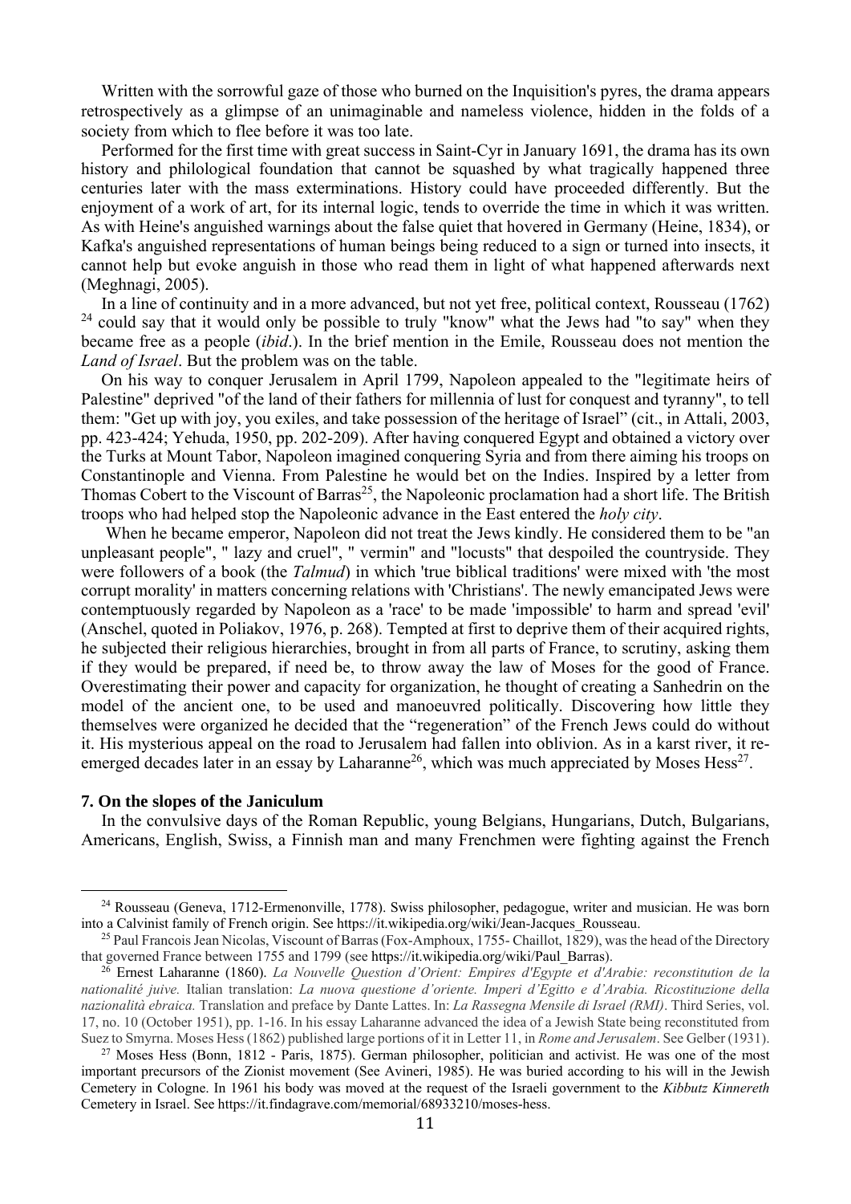Written with the sorrowful gaze of those who burned on the Inquisition's pyres, the drama appears retrospectively as a glimpse of an unimaginable and nameless violence, hidden in the folds of a society from which to flee before it was too late.

Performed for the first time with great success in Saint-Cyr in January 1691, the drama has its own history and philological foundation that cannot be squashed by what tragically happened three centuries later with the mass exterminations. History could have proceeded differently. But the enjoyment of a work of art, for its internal logic, tends to override the time in which it was written. As with Heine's anguished warnings about the false quiet that hovered in Germany (Heine, 1834), or Kafka's anguished representations of human beings being reduced to a sign or turned into insects, it cannot help but evoke anguish in those who read them in light of what happened afterwards next (Meghnagi, 2005).

In a line of continuity and in a more advanced, but not yet free, political context, Rousseau (1762) [24] could say that it would only be possible to truly "know" what the Jews had "to say" when they became free as a people (*ibid*.). In the brief mention in the Emile, Rousseau does not mention the *Land of Israel*. But the problem was on the table.

On his way to conquer Jerusalem in April 1799, Napoleon appealed to the "legitimate heirs of Palestine" deprived "of the land of their fathers for millennia of lust for conquest and tyranny", to tell them: "Get up with joy, you exiles, and take possession of the heritage of Israel" (cit., in Attali, 2003, pp. 423-424; Yehuda, 1950, pp. 202-209). After having conquered Egypt and obtained a victory over the Turks at Mount Tabor, Napoleon imagined conquering Syria and from there aiming his troops on Constantinople and Vienna. From Palestine he would bet on the Indies. Inspired by a letter from Thomas Cobert to the Viscount of Barras[25], the Napoleonic proclamation had a short life. The British troops who had helped stop the Napoleonic advance in the East entered the *holy city*.

When he became emperor, Napoleon did not treat the Jews kindly. He considered them to be "an unpleasant people", " lazy and cruel", " vermin" and "locusts" that despoiled the countryside. They were followers of a book (the *Talmud*) in which 'true biblical traditions' were mixed with 'the most corrupt morality' in matters concerning relations with 'Christians'. The newly emancipated Jews were contemptuously regarded by Napoleon as a 'race' to be made 'impossible' to harm and spread 'evil' (Anschel, quoted in Poliakov, 1976, p. 268). Tempted at first to deprive them of their acquired rights, he subjected their religious hierarchies, brought in from all parts of France, to scrutiny, asking them if they would be prepared, if need be, to throw away the law of Moses for the good of France. Overestimating their power and capacity for organization, he thought of creating a Sanhedrin on the model of the ancient one, to be used and manoeuvred politically. Discovering how little they themselves were organized he decided that the "regeneration" of the French Jews could do without it. His mysterious appeal on the road to Jerusalem had fallen into oblivion. As in a karst river, it re-emerged decades later in an essay by Laharanne[26], which was much appreciated by Moses Hess[27].

### 7. On the slopes of the Janiculum

In the convulsive days of the Roman Republic, young Belgians, Hungarians, Dutch, Bulgarians, Americans, English, Swiss, a Finnish man and many Frenchmen were fighting against the French

---

[24] Rousseau (Geneva, 1712-Ermenonville, 1778). Swiss philosopher, pedagogue, writer and musician. He was born into a Calvinist family of French origin. See https://it.wikipedia.org/wiki/Jean-Jacques_Rousseau.

[25] Paul Francois Jean Nicolas, Viscount of Barras (Fox-Amphoux, 1755- Chaillot, 1829), was the head of the Directory that governed France between 1755 and 1799 (see https://it.wikipedia.org/wiki/Paul_Barras).

[26] Ernest Laharanne (1860). *La Nouvelle Question d'Orient: Empires d'Egypte et d'Arabie: reconstitution de la nationalité juive.* Italian translation: *La nuova questione d'oriente. Imperi d'Egitto e d'Arabia. Ricostituzione della nazionalità ebraica.* Translation and preface by Dante Lattes. In: *La Rassegna Mensile di Israel (RMI)*. Third Series, vol. 17, no. 10 (October 1951), pp. 1-16. In his essay Laharanne advanced the idea of a Jewish State being reconstituted from Suez to Smyrna. Moses Hess (1862) published large portions of it in Letter 11, in *Rome and Jerusalem*. See Gelber (1931).

[27] Moses Hess (Bonn, 1812 - Paris, 1875). German philosopher, politician and activist. He was one of the most important precursors of the Zionist movement (See Avineri, 1985). He was buried according to his will in the Jewish Cemetery in Cologne. In 1961 his body was moved at the request of the Israeli government to the *Kibbutz Kinnereth* Cemetery in Israel. See https://it.findagrave.com/memorial/68933210/moses-hess.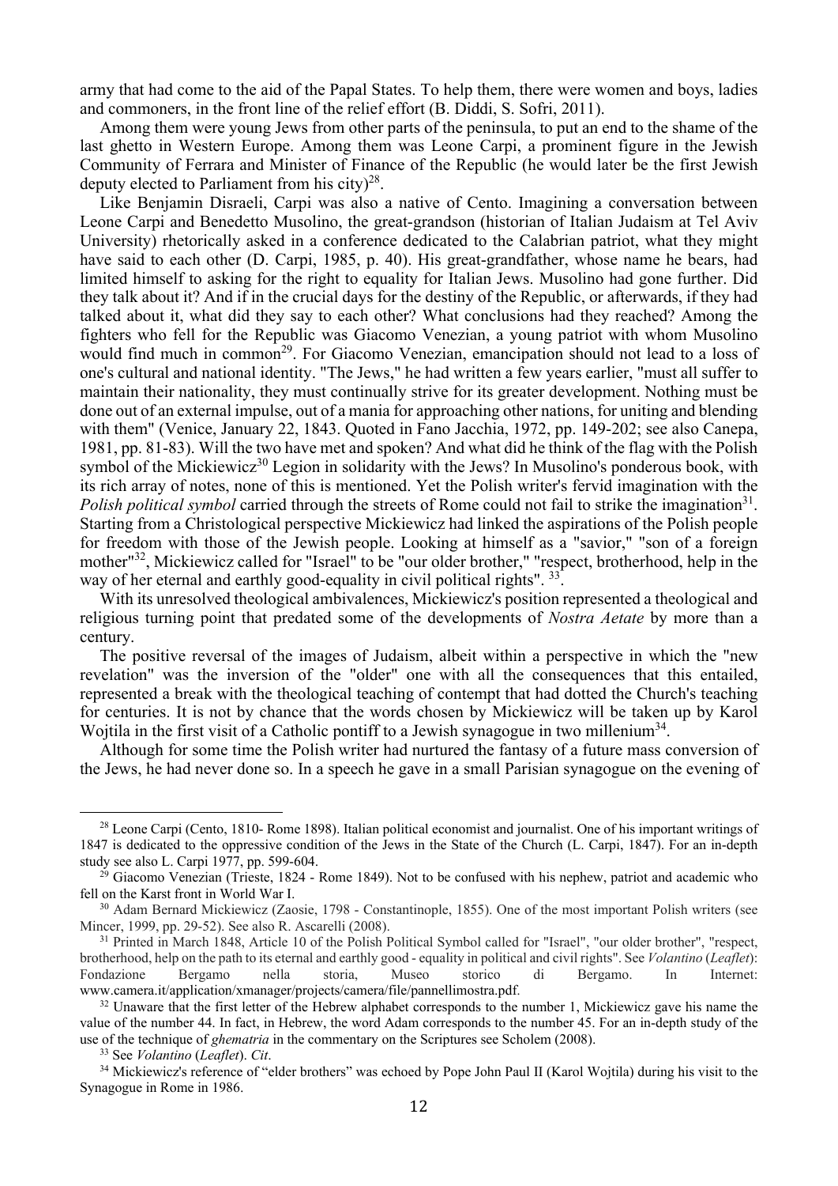army that had come to the aid of the Papal States. To help them, there were women and boys, ladies and commoners, in the front line of the relief effort (B. Diddi, S. Sofri, 2011).

Among them were young Jews from other parts of the peninsula, to put an end to the shame of the last ghetto in Western Europe. Among them was Leone Carpi, a prominent figure in the Jewish Community of Ferrara and Minister of Finance of the Republic (he would later be the first Jewish deputy elected to Parliament from his city)[28].

Like Benjamin Disraeli, Carpi was also a native of Cento. Imagining a conversation between Leone Carpi and Benedetto Musolino, the great-grandson (historian of Italian Judaism at Tel Aviv University) rhetorically asked in a conference dedicated to the Calabrian patriot, what they might have said to each other (D. Carpi, 1985, p. 40). His great-grandfather, whose name he bears, had limited himself to asking for the right to equality for Italian Jews. Musolino had gone further. Did they talk about it? And if in the crucial days for the destiny of the Republic, or afterwards, if they had talked about it, what did they say to each other? What conclusions had they reached? Among the fighters who fell for the Republic was Giacomo Venezian, a young patriot with whom Musolino would find much in common[29]. For Giacomo Venezian, emancipation should not lead to a loss of one's cultural and national identity. "The Jews," he had written a few years earlier, "must all suffer to maintain their nationality, they must continually strive for its greater development. Nothing must be done out of an external impulse, out of a mania for approaching other nations, for uniting and blending with them" (Venice, January 22, 1843. Quoted in Fano Jacchia, 1972, pp. 149-202; see also Canepa, 1981, pp. 81-83). Will the two have met and spoken? And what did he think of the flag with the Polish symbol of the Mickiewicz[30] Legion in solidarity with the Jews? In Musolino's ponderous book, with its rich array of notes, none of this is mentioned. Yet the Polish writer's fervid imagination with the *Polish political symbol* carried through the streets of Rome could not fail to strike the imagination[31]. Starting from a Christological perspective Mickiewicz had linked the aspirations of the Polish people for freedom with those of the Jewish people. Looking at himself as a "savior," "son of a foreign mother"[32], Mickiewicz called for "Israel" to be "our older brother," "respect, brotherhood, help in the way of her eternal and earthly good-equality in civil political rights". [33].

With its unresolved theological ambivalences, Mickiewicz's position represented a theological and religious turning point that predated some of the developments of *Nostra Aetate* by more than a century.

The positive reversal of the images of Judaism, albeit within a perspective in which the "new revelation" was the inversion of the "older" one with all the consequences that this entailed, represented a break with the theological teaching of contempt that had dotted the Church's teaching for centuries. It is not by chance that the words chosen by Mickiewicz will be taken up by Karol Wojtila in the first visit of a Catholic pontiff to a Jewish synagogue in two millenium[34].

Although for some time the Polish writer had nurtured the fantasy of a future mass conversion of the Jews, he had never done so. In a speech he gave in a small Parisian synagogue on the evening of

---

[28] Leone Carpi (Cento, 1810- Rome 1898). Italian political economist and journalist. One of his important writings of 1847 is dedicated to the oppressive condition of the Jews in the State of the Church (L. Carpi, 1847). For an in-depth study see also L. Carpi 1977, pp. 599-604.

[29] Giacomo Venezian (Trieste, 1824 - Rome 1849). Not to be confused with his nephew, patriot and academic who fell on the Karst front in World War I.

[30] Adam Bernard Mickiewicz (Zaosie, 1798 - Constantinople, 1855). One of the most important Polish writers (see Mincer, 1999, pp. 29-52). See also R. Ascarelli (2008).

[31] Printed in March 1848, Article 10 of the Polish Political Symbol called for "Israel", "our older brother", "respect, brotherhood, help on the path to its eternal and earthly good - equality in political and civil rights". See *Volantino* (*Leaflet*): Fondazione Bergamo nella storia, Museo storico di Bergamo. In Internet: www.camera.it/application/xmanager/projects/camera/file/pannellimostra.pdf.

[32] Unaware that the first letter of the Hebrew alphabet corresponds to the number 1, Mickiewicz gave his name the value of the number 44. In fact, in Hebrew, the word Adam corresponds to the number 45. For an in-depth study of the use of the technique of *ghematria* in the commentary on the Scriptures see Scholem (2008).

[33] See *Volantino* (*Leaflet*). *Cit*.

[34] Mickiewicz's reference of "elder brothers" was echoed by Pope John Paul II (Karol Wojtila) during his visit to the Synagogue in Rome in 1986.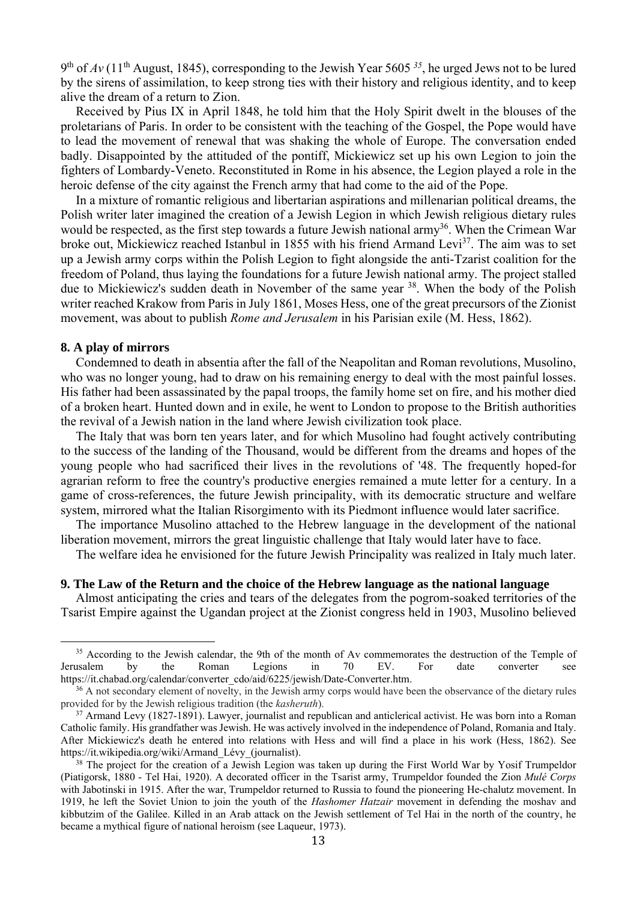9th of *Av* (11th August, 1845), corresponding to the Jewish Year 5605 [35], he urged Jews not to be lured by the sirens of assimilation, to keep strong ties with their history and religious identity, and to keep alive the dream of a return to Zion.

Received by Pius IX in April 1848, he told him that the Holy Spirit dwelt in the blouses of the proletarians of Paris. In order to be consistent with the teaching of the Gospel, the Pope would have to lead the movement of renewal that was shaking the whole of Europe. The conversation ended badly. Disappointed by the attituded of the pontiff, Mickiewicz set up his own Legion to join the fighters of Lombardy-Veneto. Reconstituted in Rome in his absence, the Legion played a role in the heroic defense of the city against the French army that had come to the aid of the Pope.

In a mixture of romantic religious and libertarian aspirations and millenarian political dreams, the Polish writer later imagined the creation of a Jewish Legion in which Jewish religious dietary rules would be respected, as the first step towards a future Jewish national army[36]. When the Crimean War broke out, Mickiewicz reached Istanbul in 1855 with his friend Armand Levi[37]. The aim was to set up a Jewish army corps within the Polish Legion to fight alongside the anti-Tzarist coalition for the freedom of Poland, thus laying the foundations for a future Jewish national army. The project stalled due to Mickiewicz's sudden death in November of the same year [38]. When the body of the Polish writer reached Krakow from Paris in July 1861, Moses Hess, one of the great precursors of the Zionist movement, was about to publish *Rome and Jerusalem* in his Parisian exile (M. Hess, 1862).

## 8. A play of mirrors

Condemned to death in absentia after the fall of the Neapolitan and Roman revolutions, Musolino, who was no longer young, had to draw on his remaining energy to deal with the most painful losses. His father had been assassinated by the papal troops, the family home set on fire, and his mother died of a broken heart. Hunted down and in exile, he went to London to propose to the British authorities the revival of a Jewish nation in the land where Jewish civilization took place.

The Italy that was born ten years later, and for which Musolino had fought actively contributing to the success of the landing of the Thousand, would be different from the dreams and hopes of the young people who had sacrificed their lives in the revolutions of '48. The frequently hoped-for agrarian reform to free the country's productive energies remained a mute letter for a century. In a game of cross-references, the future Jewish principality, with its democratic structure and welfare system, mirrored what the Italian Risorgimento with its Piedmont influence would later sacrifice.

The importance Musolino attached to the Hebrew language in the development of the national liberation movement, mirrors the great linguistic challenge that Italy would later have to face.

The welfare idea he envisioned for the future Jewish Principality was realized in Italy much later.

## 9. The Law of the Return and the choice of the Hebrew language as the national language

Almost anticipating the cries and tears of the delegates from the pogrom-soaked territories of the Tsarist Empire against the Ugandan project at the Zionist congress held in 1903, Musolino believed

---

[35] According to the Jewish calendar, the 9th of the month of Av commemorates the destruction of the Temple of Jerusalem by the Roman Legions in 70 EV. For date converter see https://it.chabad.org/calendar/converter_cdo/aid/6225/jewish/Date-Converter.htm.

[36] A not secondary element of novelty, in the Jewish army corps would have been the observance of the dietary rules provided for by the Jewish religious tradition (the *kasheruth*).

[37] Armand Levy (1827-1891). Lawyer, journalist and republican and anticlerical activist. He was born into a Roman Catholic family. His grandfather was Jewish. He was actively involved in the independence of Poland, Romania and Italy. After Mickiewicz's death he entered into relations with Hess and will find a place in his work (Hess, 1862). See https://it.wikipedia.org/wiki/Armand_Lévy_(journalist).

[38] The project for the creation of a Jewish Legion was taken up during the First World War by Yosif Trumpeldor (Piatigorsk, 1880 - Tel Hai, 1920). A decorated officer in the Tsarist army, Trumpeldor founded the Zion *Mulé Corps* with Jabotinski in 1915. After the war, Trumpeldor returned to Russia to found the pioneering He-chalutz movement. In 1919, he left the Soviet Union to join the youth of the *Hashomer Hatzair* movement in defending the moshav and kibbutzim of the Galilee. Killed in an Arab attack on the Jewish settlement of Tel Hai in the north of the country, he became a mythical figure of national heroism (see Laqueur, 1973).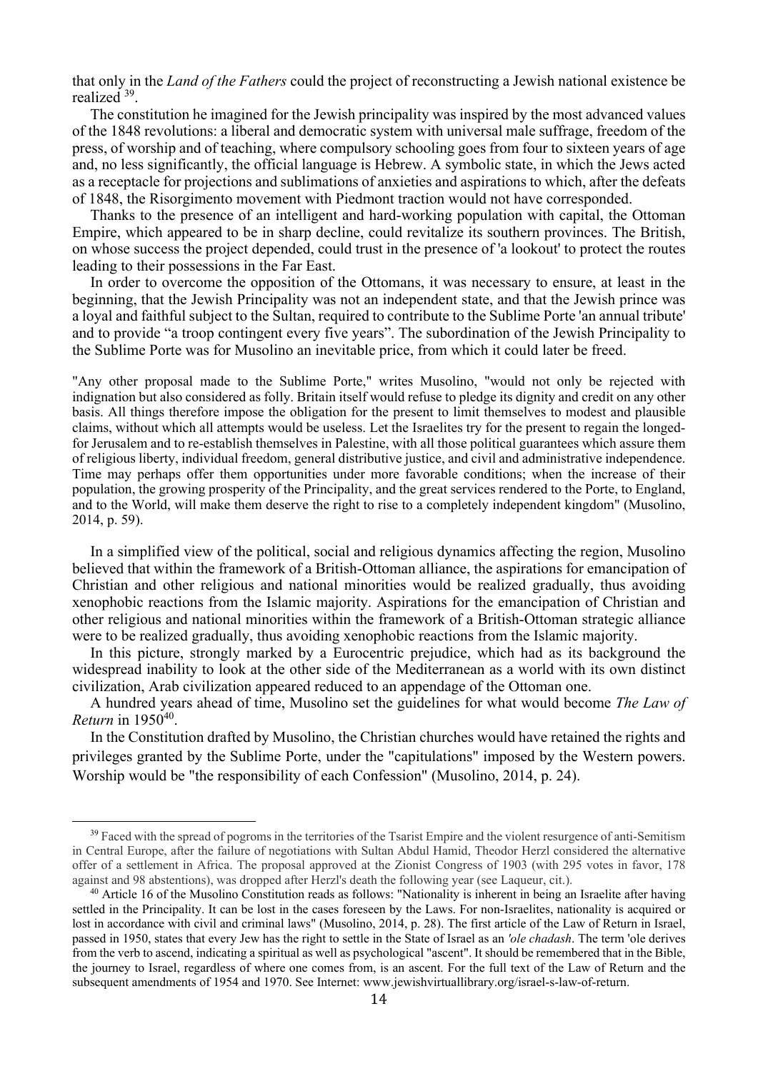that only in the *Land of the Fathers* could the project of reconstructing a Jewish national existence be realized [39].

The constitution he imagined for the Jewish principality was inspired by the most advanced values of the 1848 revolutions: a liberal and democratic system with universal male suffrage, freedom of the press, of worship and of teaching, where compulsory schooling goes from four to sixteen years of age and, no less significantly, the official language is Hebrew. A symbolic state, in which the Jews acted as a receptacle for projections and sublimations of anxieties and aspirations to which, after the defeats of 1848, the Risorgimento movement with Piedmont traction would not have corresponded.

Thanks to the presence of an intelligent and hard-working population with capital, the Ottoman Empire, which appeared to be in sharp decline, could revitalize its southern provinces. The British, on whose success the project depended, could trust in the presence of 'a lookout' to protect the routes leading to their possessions in the Far East.

In order to overcome the opposition of the Ottomans, it was necessary to ensure, at least in the beginning, that the Jewish Principality was not an independent state, and that the Jewish prince was a loyal and faithful subject to the Sultan, required to contribute to the Sublime Porte 'an annual tribute' and to provide "a troop contingent every five years". The subordination of the Jewish Principality to the Sublime Porte was for Musolino an inevitable price, from which it could later be freed.

"Any other proposal made to the Sublime Porte," writes Musolino, "would not only be rejected with indignation but also considered as folly. Britain itself would refuse to pledge its dignity and credit on any other basis. All things therefore impose the obligation for the present to limit themselves to modest and plausible claims, without which all attempts would be useless. Let the Israelites try for the present to regain the longed-for Jerusalem and to re-establish themselves in Palestine, with all those political guarantees which assure them of religious liberty, individual freedom, general distributive justice, and civil and administrative independence. Time may perhaps offer them opportunities under more favorable conditions; when the increase of their population, the growing prosperity of the Principality, and the great services rendered to the Porte, to England, and to the World, will make them deserve the right to rise to a completely independent kingdom" (Musolino, 2014, p. 59).

In a simplified view of the political, social and religious dynamics affecting the region, Musolino believed that within the framework of a British-Ottoman alliance, the aspirations for emancipation of Christian and other religious and national minorities would be realized gradually, thus avoiding xenophobic reactions from the Islamic majority. Aspirations for the emancipation of Christian and other religious and national minorities within the framework of a British-Ottoman strategic alliance were to be realized gradually, thus avoiding xenophobic reactions from the Islamic majority.

In this picture, strongly marked by a Eurocentric prejudice, which had as its background the widespread inability to look at the other side of the Mediterranean as a world with its own distinct civilization, Arab civilization appeared reduced to an appendage of the Ottoman one.

A hundred years ahead of time, Musolino set the guidelines for what would become *The Law of Return* in 1950[40].

In the Constitution drafted by Musolino, the Christian churches would have retained the rights and privileges granted by the Sublime Porte, under the "capitulations" imposed by the Western powers. Worship would be "the responsibility of each Confession" (Musolino, 2014, p. 24).

---

[39] Faced with the spread of pogroms in the territories of the Tsarist Empire and the violent resurgence of anti-Semitism in Central Europe, after the failure of negotiations with Sultan Abdul Hamid, Theodor Herzl considered the alternative offer of a settlement in Africa. The proposal approved at the Zionist Congress of 1903 (with 295 votes in favor, 178 against and 98 abstentions), was dropped after Herzl's death the following year (see Laqueur, cit.).

[40] Article 16 of the Musolino Constitution reads as follows: "Nationality is inherent in being an Israelite after having settled in the Principality. It can be lost in the cases foreseen by the Laws. For non-Israelites, nationality is acquired or lost in accordance with civil and criminal laws" (Musolino, 2014, p. 28). The first article of the Law of Return in Israel, passed in 1950, states that every Jew has the right to settle in the State of Israel as an *'ole chadash*. The term 'ole derives from the verb to ascend, indicating a spiritual as well as psychological "ascent". It should be remembered that in the Bible, the journey to Israel, regardless of where one comes from, is an ascent. For the full text of the Law of Return and the subsequent amendments of 1954 and 1970. See Internet: www.jewishvirtuallibrary.org/israel-s-law-of-return.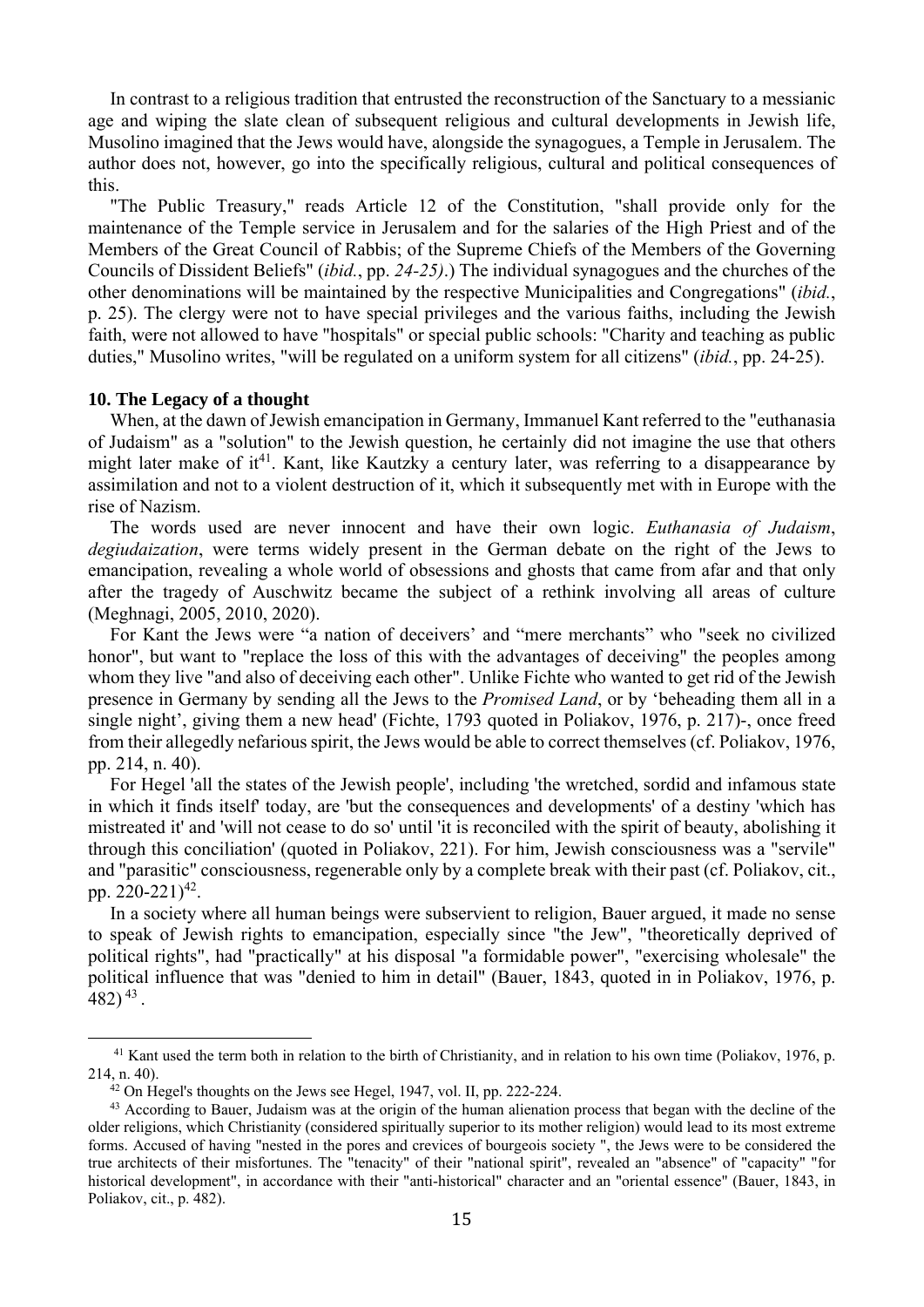In contrast to a religious tradition that entrusted the reconstruction of the Sanctuary to a messianic age and wiping the slate clean of subsequent religious and cultural developments in Jewish life, Musolino imagined that the Jews would have, alongside the synagogues, a Temple in Jerusalem. The author does not, however, go into the specifically religious, cultural and political consequences of this.

"The Public Treasury," reads Article 12 of the Constitution, "shall provide only for the maintenance of the Temple service in Jerusalem and for the salaries of the High Priest and of the Members of the Great Council of Rabbis; of the Supreme Chiefs of the Members of the Governing Councils of Dissident Beliefs" (*ibid.*, pp. *24-25)*.) The individual synagogues and the churches of the other denominations will be maintained by the respective Municipalities and Congregations" (*ibid.*, p. 25). The clergy were not to have special privileges and the various faiths, including the Jewish faith, were not allowed to have "hospitals" or special public schools: "Charity and teaching as public duties," Musolino writes, "will be regulated on a uniform system for all citizens" (*ibid.*, pp. 24-25).

**10. The Legacy of a thought**

When, at the dawn of Jewish emancipation in Germany, Immanuel Kant referred to the "euthanasia of Judaism" as a "solution" to the Jewish question, he certainly did not imagine the use that others might later make of it[41]. Kant, like Kautzky a century later, was referring to a disappearance by assimilation and not to a violent destruction of it, which it subsequently met with in Europe with the rise of Nazism.

The words used are never innocent and have their own logic. *Euthanasia of Judaism*, *degiudaization*, were terms widely present in the German debate on the right of the Jews to emancipation, revealing a whole world of obsessions and ghosts that came from afar and that only after the tragedy of Auschwitz became the subject of a rethink involving all areas of culture (Meghnagi, 2005, 2010, 2020).

For Kant the Jews were "a nation of deceivers' and "mere merchants" who "seek no civilized honor", but want to "replace the loss of this with the advantages of deceiving" the peoples among whom they live "and also of deceiving each other". Unlike Fichte who wanted to get rid of the Jewish presence in Germany by sending all the Jews to the *Promised Land*, or by 'beheading them all in a single night', giving them a new head' (Fichte, 1793 quoted in Poliakov, 1976, p. 217)-, once freed from their allegedly nefarious spirit, the Jews would be able to correct themselves (cf. Poliakov, 1976, pp. 214, n. 40).

For Hegel 'all the states of the Jewish people', including 'the wretched, sordid and infamous state in which it finds itself' today, are 'but the consequences and developments' of a destiny 'which has mistreated it' and 'will not cease to do so' until 'it is reconciled with the spirit of beauty, abolishing it through this conciliation' (quoted in Poliakov, 221). For him, Jewish consciousness was a "servile" and "parasitic" consciousness, regenerable only by a complete break with their past (cf. Poliakov, cit., pp. 220-221)[42].

In a society where all human beings were subservient to religion, Bauer argued, it made no sense to speak of Jewish rights to emancipation, especially since "the Jew", "theoretically deprived of political rights", had "practically" at his disposal "a formidable power", "exercising wholesale" the political influence that was "denied to him in detail" (Bauer, 1843, quoted in in Poliakov, 1976, p. 482)[43].

---

[41] Kant used the term both in relation to the birth of Christianity, and in relation to his own time (Poliakov, 1976, p. 214, n. 40).

[42] On Hegel's thoughts on the Jews see Hegel, 1947, vol. II, pp. 222-224.

[43] According to Bauer, Judaism was at the origin of the human alienation process that began with the decline of the older religions, which Christianity (considered spiritually superior to its mother religion) would lead to its most extreme forms. Accused of having "nested in the pores and crevices of bourgeois society ", the Jews were to be considered the true architects of their misfortunes. The "tenacity" of their "national spirit", revealed an "absence" of "capacity" "for historical development", in accordance with their "anti-historical" character and an "oriental essence" (Bauer, 1843, in Poliakov, cit., p. 482).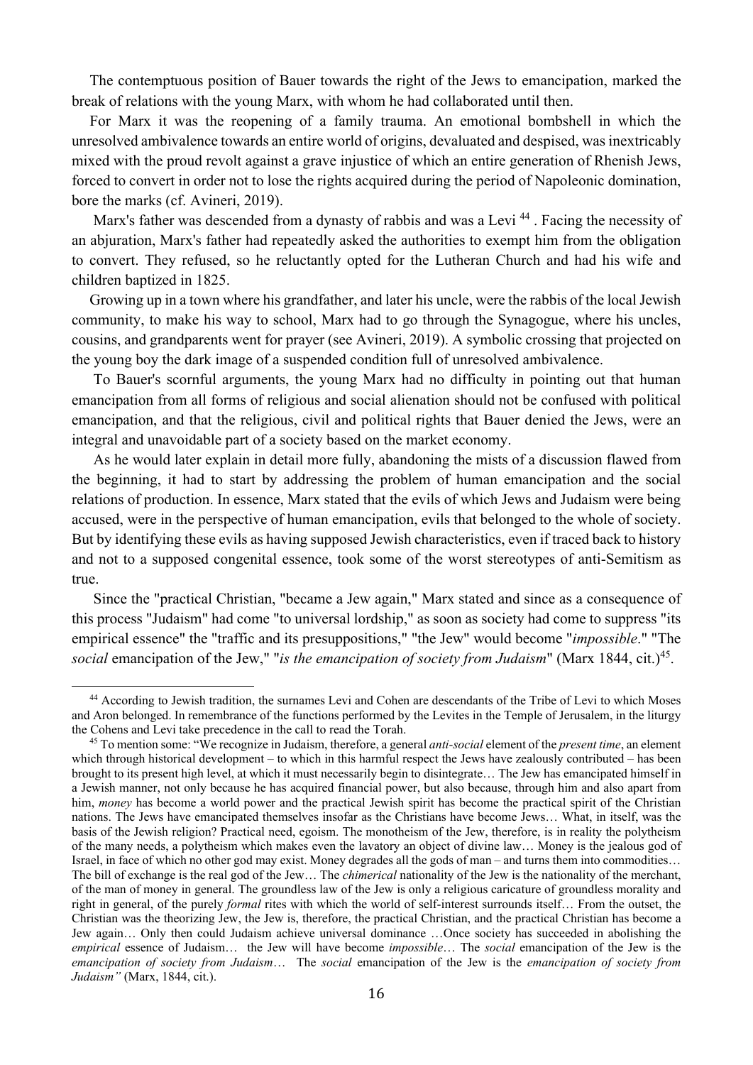The contemptuous position of Bauer towards the right of the Jews to emancipation, marked the break of relations with the young Marx, with whom he had collaborated until then.

For Marx it was the reopening of a family trauma. An emotional bombshell in which the unresolved ambivalence towards an entire world of origins, devaluated and despised, was inextricably mixed with the proud revolt against a grave injustice of which an entire generation of Rhenish Jews, forced to convert in order not to lose the rights acquired during the period of Napoleonic domination, bore the marks (cf. Avineri, 2019).

Marx's father was descended from a dynasty of rabbis and was a Levi [44]. Facing the necessity of an abjuration, Marx's father had repeatedly asked the authorities to exempt him from the obligation to convert. They refused, so he reluctantly opted for the Lutheran Church and had his wife and children baptized in 1825.

Growing up in a town where his grandfather, and later his uncle, were the rabbis of the local Jewish community, to make his way to school, Marx had to go through the Synagogue, where his uncles, cousins, and grandparents went for prayer (see Avineri, 2019). A symbolic crossing that projected on the young boy the dark image of a suspended condition full of unresolved ambivalence.

To Bauer's scornful arguments, the young Marx had no difficulty in pointing out that human emancipation from all forms of religious and social alienation should not be confused with political emancipation, and that the religious, civil and political rights that Bauer denied the Jews, were an integral and unavoidable part of a society based on the market economy.

As he would later explain in detail more fully, abandoning the mists of a discussion flawed from the beginning, it had to start by addressing the problem of human emancipation and the social relations of production. In essence, Marx stated that the evils of which Jews and Judaism were being accused, were in the perspective of human emancipation, evils that belonged to the whole of society. But by identifying these evils as having supposed Jewish characteristics, even if traced back to history and not to a supposed congenital essence, took some of the worst stereotypes of anti-Semitism as true.

Since the "practical Christian, "became a Jew again," Marx stated and since as a consequence of this process "Judaism" had come "to universal lordship," as soon as society had come to suppress "its empirical essence" the "traffic and its presuppositions," "the Jew" would become "*impossible*." "The *social* emancipation of the Jew," "*is the emancipation of society from Judaism*" (Marx 1844, cit.)[45].

---

[44] According to Jewish tradition, the surnames Levi and Cohen are descendants of the Tribe of Levi to which Moses and Aron belonged. In remembrance of the functions performed by the Levites in the Temple of Jerusalem, in the liturgy the Cohens and Levi take precedence in the call to read the Torah.

[45] To mention some: "We recognize in Judaism, therefore, a general *anti-social* element of the *present time*, an element which through historical development – to which in this harmful respect the Jews have zealously contributed – has been brought to its present high level, at which it must necessarily begin to disintegrate… The Jew has emancipated himself in a Jewish manner, not only because he has acquired financial power, but also because, through him and also apart from him, *money* has become a world power and the practical Jewish spirit has become the practical spirit of the Christian nations. The Jews have emancipated themselves insofar as the Christians have become Jews… What, in itself, was the basis of the Jewish religion? Practical need, egoism. The monotheism of the Jew, therefore, is in reality the polytheism of the many needs, a polytheism which makes even the lavatory an object of divine law… Money is the jealous god of Israel, in face of which no other god may exist. Money degrades all the gods of man – and turns them into commodities… The bill of exchange is the real god of the Jew… The *chimerical* nationality of the Jew is the nationality of the merchant, of the man of money in general. The groundless law of the Jew is only a religious caricature of groundless morality and right in general, of the purely *formal* rites with which the world of self-interest surrounds itself… From the outset, the Christian was the theorizing Jew, the Jew is, therefore, the practical Christian, and the practical Christian has become a Jew again… Only then could Judaism achieve universal dominance …Once society has succeeded in abolishing the *empirical* essence of Judaism… the Jew will have become *impossible*… The *social* emancipation of the Jew is the *emancipation of society from Judaism*… The *social* emancipation of the Jew is the *emancipation of society from Judaism"* (Marx, 1844, cit.).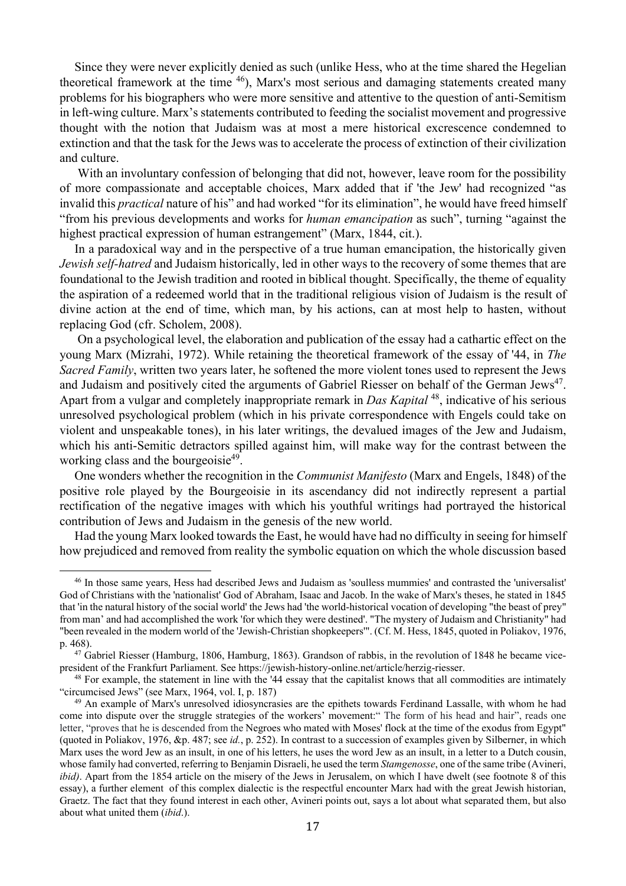Since they were never explicitly denied as such (unlike Hess, who at the time shared the Hegelian theoretical framework at the time [46]), Marx's most serious and damaging statements created many problems for his biographers who were more sensitive and attentive to the question of anti-Semitism in left-wing culture. Marx's statements contributed to feeding the socialist movement and progressive thought with the notion that Judaism was at most a mere historical excrescence condemned to extinction and that the task for the Jews was to accelerate the process of extinction of their civilization and culture.

With an involuntary confession of belonging that did not, however, leave room for the possibility of more compassionate and acceptable choices, Marx added that if 'the Jew' had recognized "as invalid this *practical* nature of his" and had worked "for its elimination", he would have freed himself "from his previous developments and works for *human emancipation* as such", turning "against the highest practical expression of human estrangement" (Marx, 1844, cit.).

In a paradoxical way and in the perspective of a true human emancipation, the historically given *Jewish self-hatred* and Judaism historically, led in other ways to the recovery of some themes that are foundational to the Jewish tradition and rooted in biblical thought. Specifically, the theme of equality the aspiration of a redeemed world that in the traditional religious vision of Judaism is the result of divine action at the end of time, which man, by his actions, can at most help to hasten, without replacing God (cfr. Scholem, 2008).

On a psychological level, the elaboration and publication of the essay had a cathartic effect on the young Marx (Mizrahi, 1972). While retaining the theoretical framework of the essay of '44, in *The Sacred Family*, written two years later, he softened the more violent tones used to represent the Jews and Judaism and positively cited the arguments of Gabriel Riesser on behalf of the German Jews[47]. Apart from a vulgar and completely inappropriate remark in *Das Kapital* [48], indicative of his serious unresolved psychological problem (which in his private correspondence with Engels could take on violent and unspeakable tones), in his later writings, the devalued images of the Jew and Judaism, which his anti-Semitic detractors spilled against him, will make way for the contrast between the working class and the bourgeoisie[49].

One wonders whether the recognition in the *Communist Manifesto* (Marx and Engels, 1848) of the positive role played by the Bourgeoisie in its ascendancy did not indirectly represent a partial rectification of the negative images with which his youthful writings had portrayed the historical contribution of Jews and Judaism in the genesis of the new world.

Had the young Marx looked towards the East, he would have had no difficulty in seeing for himself how prejudiced and removed from reality the symbolic equation on which the whole discussion based

[46] In those same years, Hess had described Jews and Judaism as 'soulless mummies' and contrasted the 'universalist' God of Christians with the 'nationalist' God of Abraham, Isaac and Jacob. In the wake of Marx's theses, he stated in 1845 that 'in the natural history of the social world' the Jews had 'the world-historical vocation of developing "the beast of prey" from man' and had accomplished the work 'for which they were destined'. "The mystery of Judaism and Christianity" had "been revealed in the modern world of the 'Jewish-Christian shopkeepers'". (Cf. M. Hess, 1845, quoted in Poliakov, 1976, p. 468).

[47] Gabriel Riesser (Hamburg, 1806, Hamburg, 1863). Grandson of rabbis, in the revolution of 1848 he became vice-president of the Frankfurt Parliament. See https://jewish-history-online.net/article/herzig-riesser.

[48] For example, the statement in line with the '44 essay that the capitalist knows that all commodities are intimately "circumcised Jews" (see Marx, 1964, vol. I, p. 187)

[49] An example of Marx's unresolved idiosyncrasies are the epithets towards Ferdinand Lassalle, with whom he had come into dispute over the struggle strategies of the workers' movement:" The form of his head and hair", reads one letter, "proves that he is descended from the Negroes who mated with Moses' flock at the time of the exodus from Egypt" (quoted in Poliakov, 1976, &p. 487; see *id.*, p. 252). In contrast to a succession of examples given by Silberner, in which Marx uses the word Jew as an insult, in one of his letters, he uses the word Jew as an insult, in a letter to a Dutch cousin, whose family had converted, referring to Benjamin Disraeli, he used the term *Stamgenosse*, one of the same tribe (Avineri, *ibid)*. Apart from the 1854 article on the misery of the Jews in Jerusalem, on which I have dwelt (see footnote 8 of this essay), a further element of this complex dialectic is the respectful encounter Marx had with the great Jewish historian, Graetz. The fact that they found interest in each other, Avineri points out, says a lot about what separated them, but also about what united them (*ibid*.).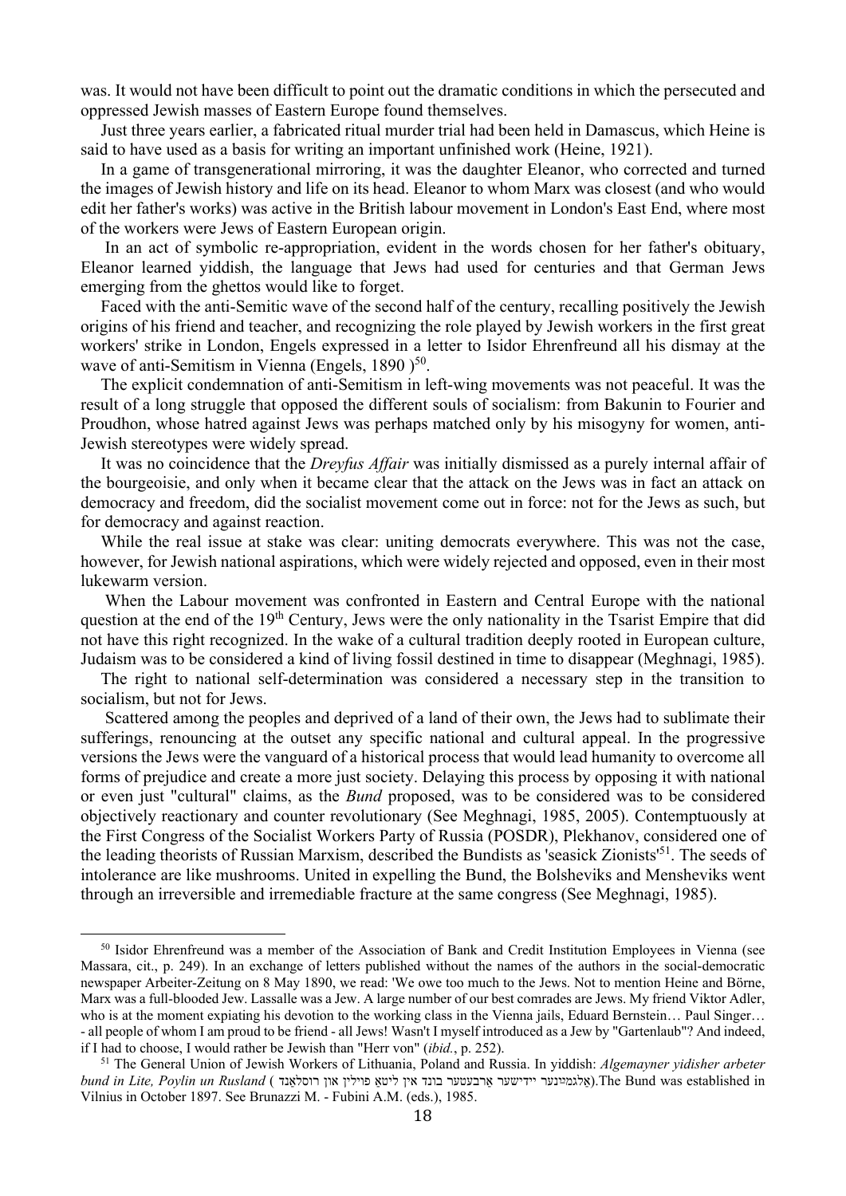was. It would not have been difficult to point out the dramatic conditions in which the persecuted and oppressed Jewish masses of Eastern Europe found themselves.

Just three years earlier, a fabricated ritual murder trial had been held in Damascus, which Heine is said to have used as a basis for writing an important unfinished work (Heine, 1921).

In a game of transgenerational mirroring, it was the daughter Eleanor, who corrected and turned the images of Jewish history and life on its head. Eleanor to whom Marx was closest (and who would edit her father's works) was active in the British labour movement in London's East End, where most of the workers were Jews of Eastern European origin.

In an act of symbolic re-appropriation, evident in the words chosen for her father's obituary, Eleanor learned yiddish, the language that Jews had used for centuries and that German Jews emerging from the ghettos would like to forget.

Faced with the anti-Semitic wave of the second half of the century, recalling positively the Jewish origins of his friend and teacher, and recognizing the role played by Jewish workers in the first great workers' strike in London, Engels expressed in a letter to Isidor Ehrenfreund all his dismay at the wave of anti-Semitism in Vienna (Engels, 1890 )[50].

The explicit condemnation of anti-Semitism in left-wing movements was not peaceful. It was the result of a long struggle that opposed the different souls of socialism: from Bakunin to Fourier and Proudhon, whose hatred against Jews was perhaps matched only by his misogyny for women, anti-Jewish stereotypes were widely spread.

It was no coincidence that the *Dreyfus Affair* was initially dismissed as a purely internal affair of the bourgeoisie, and only when it became clear that the attack on the Jews was in fact an attack on democracy and freedom, did the socialist movement come out in force: not for the Jews as such, but for democracy and against reaction.

While the real issue at stake was clear: uniting democrats everywhere. This was not the case, however, for Jewish national aspirations, which were widely rejected and opposed, even in their most lukewarm version.

When the Labour movement was confronted in Eastern and Central Europe with the national question at the end of the 19th Century, Jews were the only nationality in the Tsarist Empire that did not have this right recognized. In the wake of a cultural tradition deeply rooted in European culture, Judaism was to be considered a kind of living fossil destined in time to disappear (Meghnagi, 1985).

The right to national self-determination was considered a necessary step in the transition to socialism, but not for Jews.

Scattered among the peoples and deprived of a land of their own, the Jews had to sublimate their sufferings, renouncing at the outset any specific national and cultural appeal. In the progressive versions the Jews were the vanguard of a historical process that would lead humanity to overcome all forms of prejudice and create a more just society. Delaying this process by opposing it with national or even just "cultural" claims, as the *Bund* proposed, was to be considered was to be considered objectively reactionary and counter revolutionary (See Meghnagi, 1985, 2005). Contemptuously at the First Congress of the Socialist Workers Party of Russia (POSDR), Plekhanov, considered one of the leading theorists of Russian Marxism, described the Bundists as 'seasick Zionists'[51]. The seeds of intolerance are like mushrooms. United in expelling the Bund, the Bolsheviks and Mensheviks went through an irreversible and irremediable fracture at the same congress (See Meghnagi, 1985).

---

[50] Isidor Ehrenfreund was a member of the Association of Bank and Credit Institution Employees in Vienna (see Massara, cit., p. 249). In an exchange of letters published without the names of the authors in the social-democratic newspaper Arbeiter-Zeitung on 8 May 1890, we read: 'We owe too much to the Jews. Not to mention Heine and Börne, Marx was a full-blooded Jew. Lassalle was a Jew. A large number of our best comrades are Jews. My friend Viktor Adler, who is at the moment expiating his devotion to the working class in the Vienna jails, Eduard Bernstein… Paul Singer… - all people of whom I am proud to be friend - all Jews! Wasn't I myself introduced as a Jew by "Gartenlaub"? And indeed, if I had to choose, I would rather be Jewish than "Herr von" (*ibid.*, p. 252).

[51] The General Union of Jewish Workers of Lithuania, Poland and Russia. In yiddish: *Algemayner yidisher arbeter bund in Lite, Poylin un Rusland* (אַלגמײַנער ייִדישער אַרבעטער בונד אין ליטאַ פּוילין און רוסלאַנד).The Bund was established in Vilnius in October 1897. See Brunazzi M. - Fubini A.M. (eds.), 1985.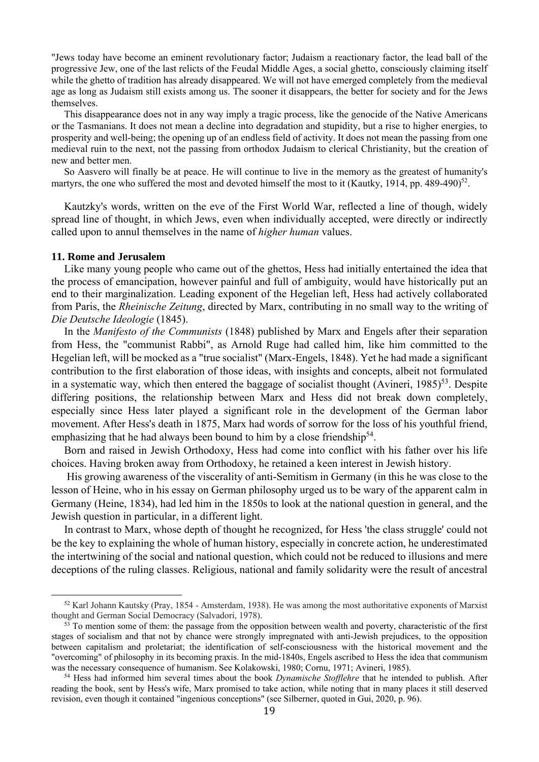"Jews today have become an eminent revolutionary factor; Judaism a reactionary factor, the lead ball of the progressive Jew, one of the last relicts of the Feudal Middle Ages, a social ghetto, consciously claiming itself while the ghetto of tradition has already disappeared. We will not have emerged completely from the medieval age as long as Judaism still exists among us. The sooner it disappears, the better for society and for the Jews themselves.

This disappearance does not in any way imply a tragic process, like the genocide of the Native Americans or the Tasmanians. It does not mean a decline into degradation and stupidity, but a rise to higher energies, to prosperity and well-being; the opening up of an endless field of activity. It does not mean the passing from one medieval ruin to the next, not the passing from orthodox Judaism to clerical Christianity, but the creation of new and better men.

So Aasvero will finally be at peace. He will continue to live in the memory as the greatest of humanity's martyrs, the one who suffered the most and devoted himself the most to it (Kautky, 1914, pp. 489-490)[52].

Kautzky's words, written on the eve of the First World War, reflected a line of though, widely spread line of thought, in which Jews, even when individually accepted, were directly or indirectly called upon to annul themselves in the name of *higher human* values.

**11. Rome and Jerusalem**

Like many young people who came out of the ghettos, Hess had initially entertained the idea that the process of emancipation, however painful and full of ambiguity, would have historically put an end to their marginalization. Leading exponent of the Hegelian left, Hess had actively collaborated from Paris, the *Rheinische Zeitung*, directed by Marx, contributing in no small way to the writing of *Die Deutsche Ideologie* (1845).

In the *Manifesto of the Communists* (1848) published by Marx and Engels after their separation from Hess, the "communist Rabbi", as Arnold Ruge had called him, like him committed to the Hegelian left, will be mocked as a "true socialist" (Marx-Engels, 1848). Yet he had made a significant contribution to the first elaboration of those ideas, with insights and concepts, albeit not formulated in a systematic way, which then entered the baggage of socialist thought (Avineri, 1985)[53]. Despite differing positions, the relationship between Marx and Hess did not break down completely, especially since Hess later played a significant role in the development of the German labor movement. After Hess's death in 1875, Marx had words of sorrow for the loss of his youthful friend, emphasizing that he had always been bound to him by a close friendship[54].

Born and raised in Jewish Orthodoxy, Hess had come into conflict with his father over his life choices. Having broken away from Orthodoxy, he retained a keen interest in Jewish history.

His growing awareness of the viscerality of anti-Semitism in Germany (in this he was close to the lesson of Heine, who in his essay on German philosophy urged us to be wary of the apparent calm in Germany (Heine, 1834), had led him in the 1850s to look at the national question in general, and the Jewish question in particular, in a different light.

In contrast to Marx, whose depth of thought he recognized, for Hess 'the class struggle' could not be the key to explaining the whole of human history, especially in concrete action, he underestimated the intertwining of the social and national question, which could not be reduced to illusions and mere deceptions of the ruling classes. Religious, national and family solidarity were the result of ancestral

---

[52] Karl Johann Kautsky (Pray, 1854 - Amsterdam, 1938). He was among the most authoritative exponents of Marxist thought and German Social Democracy (Salvadori, 1978).

[53] To mention some of them: the passage from the opposition between wealth and poverty, characteristic of the first stages of socialism and that not by chance were strongly impregnated with anti-Jewish prejudices, to the opposition between capitalism and proletariat; the identification of self-consciousness with the historical movement and the "overcoming" of philosophy in its becoming praxis. In the mid-1840s, Engels ascribed to Hess the idea that communism was the necessary consequence of humanism. See Kolakowski, 1980; Cornu, 1971; Avineri, 1985).

[54] Hess had informed him several times about the book *Dynamische Stofflehre* that he intended to publish. After reading the book, sent by Hess's wife, Marx promised to take action, while noting that in many places it still deserved revision, even though it contained "ingenious conceptions" (see Silberner, quoted in Gui, 2020, p. 96).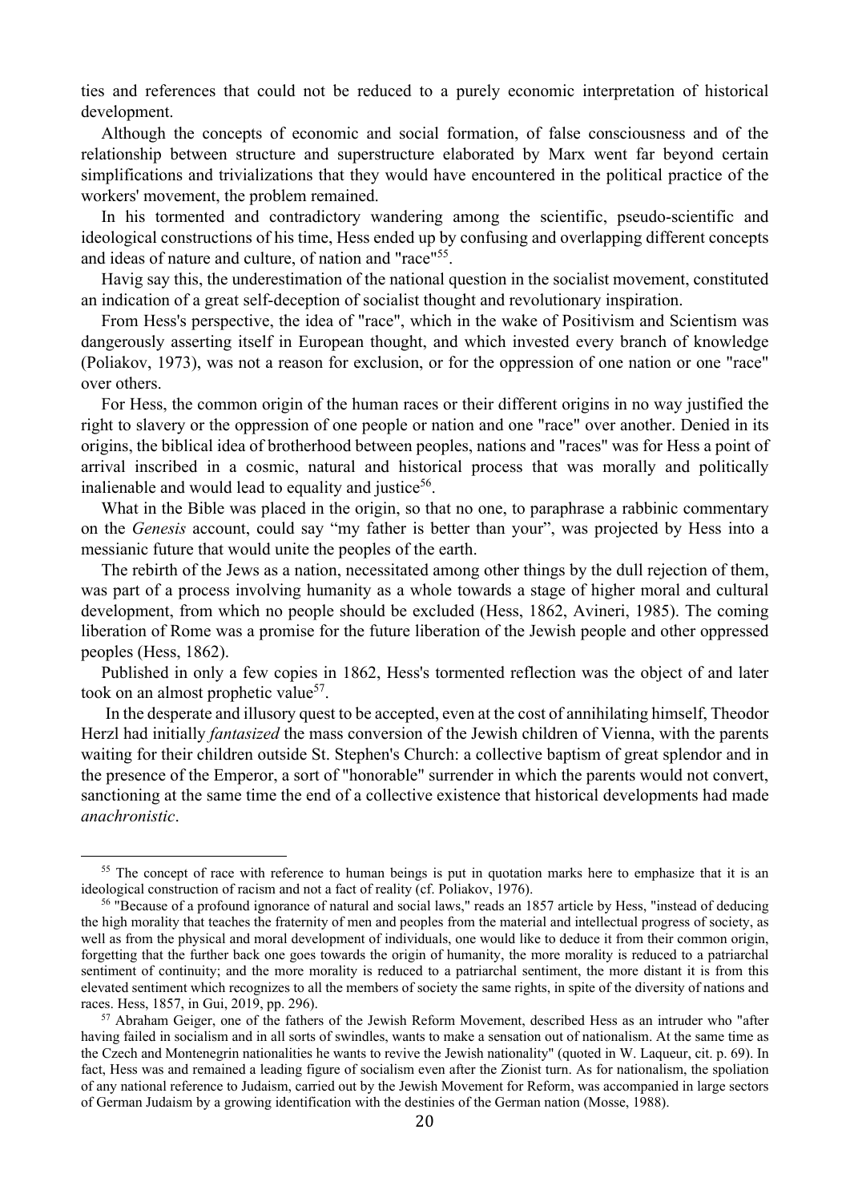ties and references that could not be reduced to a purely economic interpretation of historical development.

Although the concepts of economic and social formation, of false consciousness and of the relationship between structure and superstructure elaborated by Marx went far beyond certain simplifications and trivializations that they would have encountered in the political practice of the workers' movement, the problem remained.

In his tormented and contradictory wandering among the scientific, pseudo-scientific and ideological constructions of his time, Hess ended up by confusing and overlapping different concepts and ideas of nature and culture, of nation and "race"[55].

Havig say this, the underestimation of the national question in the socialist movement, constituted an indication of a great self-deception of socialist thought and revolutionary inspiration.

From Hess's perspective, the idea of "race", which in the wake of Positivism and Scientism was dangerously asserting itself in European thought, and which invested every branch of knowledge (Poliakov, 1973), was not a reason for exclusion, or for the oppression of one nation or one "race" over others.

For Hess, the common origin of the human races or their different origins in no way justified the right to slavery or the oppression of one people or nation and one "race" over another. Denied in its origins, the biblical idea of brotherhood between peoples, nations and "races" was for Hess a point of arrival inscribed in a cosmic, natural and historical process that was morally and politically inalienable and would lead to equality and justice[56].

What in the Bible was placed in the origin, so that no one, to paraphrase a rabbinic commentary on the *Genesis* account, could say "my father is better than your", was projected by Hess into a messianic future that would unite the peoples of the earth.

The rebirth of the Jews as a nation, necessitated among other things by the dull rejection of them, was part of a process involving humanity as a whole towards a stage of higher moral and cultural development, from which no people should be excluded (Hess, 1862, Avineri, 1985). The coming liberation of Rome was a promise for the future liberation of the Jewish people and other oppressed peoples (Hess, 1862).

Published in only a few copies in 1862, Hess's tormented reflection was the object of and later took on an almost prophetic value[57].

In the desperate and illusory quest to be accepted, even at the cost of annihilating himself, Theodor Herzl had initially *fantasized* the mass conversion of the Jewish children of Vienna, with the parents waiting for their children outside St. Stephen's Church: a collective baptism of great splendor and in the presence of the Emperor, a sort of "honorable" surrender in which the parents would not convert, sanctioning at the same time the end of a collective existence that historical developments had made *anachronistic*.

---

[55] The concept of race with reference to human beings is put in quotation marks here to emphasize that it is an ideological construction of racism and not a fact of reality (cf. Poliakov, 1976).

[56] "Because of a profound ignorance of natural and social laws," reads an 1857 article by Hess, "instead of deducing the high morality that teaches the fraternity of men and peoples from the material and intellectual progress of society, as well as from the physical and moral development of individuals, one would like to deduce it from their common origin, forgetting that the further back one goes towards the origin of humanity, the more morality is reduced to a patriarchal sentiment of continuity; and the more morality is reduced to a patriarchal sentiment, the more distant it is from this elevated sentiment which recognizes to all the members of society the same rights, in spite of the diversity of nations and races. Hess, 1857, in Gui, 2019, pp. 296).

[57] Abraham Geiger, one of the fathers of the Jewish Reform Movement, described Hess as an intruder who "after having failed in socialism and in all sorts of swindles, wants to make a sensation out of nationalism. At the same time as the Czech and Montenegrin nationalities he wants to revive the Jewish nationality" (quoted in W. Laqueur, cit. p. 69). In fact, Hess was and remained a leading figure of socialism even after the Zionist turn. As for nationalism, the spoliation of any national reference to Judaism, carried out by the Jewish Movement for Reform, was accompanied in large sectors of German Judaism by a growing identification with the destinies of the German nation (Mosse, 1988).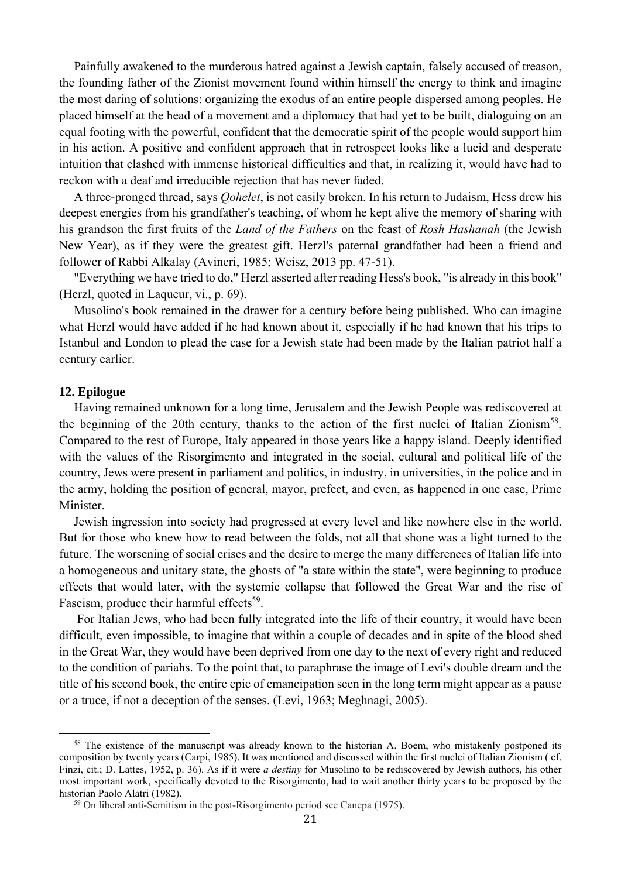Painfully awakened to the murderous hatred against a Jewish captain, falsely accused of treason, the founding father of the Zionist movement found within himself the energy to think and imagine the most daring of solutions: organizing the exodus of an entire people dispersed among peoples. He placed himself at the head of a movement and a diplomacy that had yet to be built, dialoguing on an equal footing with the powerful, confident that the democratic spirit of the people would support him in his action. A positive and confident approach that in retrospect looks like a lucid and desperate intuition that clashed with immense historical difficulties and that, in realizing it, would have had to reckon with a deaf and irreducible rejection that has never faded.

A three-pronged thread, says *Qohelet*, is not easily broken. In his return to Judaism, Hess drew his deepest energies from his grandfather's teaching, of whom he kept alive the memory of sharing with his grandson the first fruits of the *Land of the Fathers* on the feast of *Rosh Hashanah* (the Jewish New Year), as if they were the greatest gift. Herzl's paternal grandfather had been a friend and follower of Rabbi Alkalay (Avineri, 1985; Weisz, 2013 pp. 47-51).

"Everything we have tried to do," Herzl asserted after reading Hess's book, "is already in this book" (Herzl, quoted in Laqueur, vi., p. 69).

Musolino's book remained in the drawer for a century before being published. Who can imagine what Herzl would have added if he had known about it, especially if he had known that his trips to Istanbul and London to plead the case for a Jewish state had been made by the Italian patriot half a century earlier.

**12. Epilogue**

Having remained unknown for a long time, Jerusalem and the Jewish People was rediscovered at the beginning of the 20th century, thanks to the action of the first nuclei of Italian Zionism[58]. Compared to the rest of Europe, Italy appeared in those years like a happy island. Deeply identified with the values of the Risorgimento and integrated in the social, cultural and political life of the country, Jews were present in parliament and politics, in industry, in universities, in the police and in the army, holding the position of general, mayor, prefect, and even, as happened in one case, Prime Minister.

Jewish ingression into society had progressed at every level and like nowhere else in the world. But for those who knew how to read between the folds, not all that shone was a light turned to the future. The worsening of social crises and the desire to merge the many differences of Italian life into a homogeneous and unitary state, the ghosts of "a state within the state", were beginning to produce effects that would later, with the systemic collapse that followed the Great War and the rise of Fascism, produce their harmful effects[59].

For Italian Jews, who had been fully integrated into the life of their country, it would have been difficult, even impossible, to imagine that within a couple of decades and in spite of the blood shed in the Great War, they would have been deprived from one day to the next of every right and reduced to the condition of pariahs. To the point that, to paraphrase the image of Levi's double dream and the title of his second book, the entire epic of emancipation seen in the long term might appear as a pause or a truce, if not a deception of the senses. (Levi, 1963; Meghnagi, 2005).

---

[58] The existence of the manuscript was already known to the historian A. Boem, who mistakenly postponed its composition by twenty years (Carpi, 1985). It was mentioned and discussed within the first nuclei of Italian Zionism ( cf. Finzi, cit.; D. Lattes, 1952, p. 36). As if it were *a destiny* for Musolino to be rediscovered by Jewish authors, his other most important work, specifically devoted to the Risorgimento, had to wait another thirty years to be proposed by the historian Paolo Alatri (1982).

[59] On liberal anti-Semitism in the post-Risorgimento period see Canepa (1975).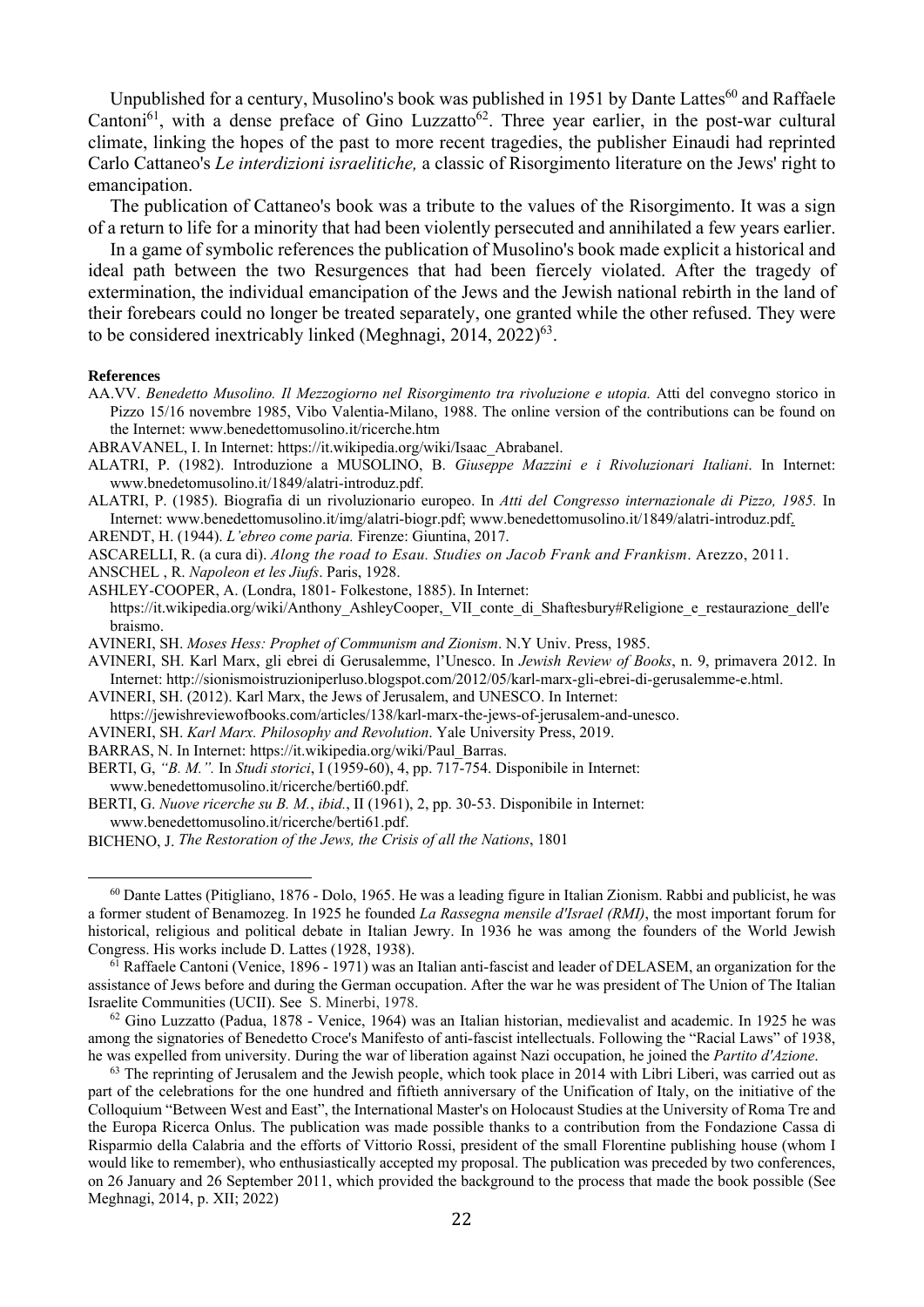Unpublished for a century, Musolino's book was published in 1951 by Dante Lattes[60] and Raffaele Cantoni[61], with a dense preface of Gino Luzzatto[62]. Three year earlier, in the post-war cultural climate, linking the hopes of the past to more recent tragedies, the publisher Einaudi had reprinted Carlo Cattaneo's *Le interdizioni israelitiche,* a classic of Risorgimento literature on the Jews' right to emancipation.

The publication of Cattaneo's book was a tribute to the values of the Risorgimento. It was a sign of a return to life for a minority that had been violently persecuted and annihilated a few years earlier.

In a game of symbolic references the publication of Musolino's book made explicit a historical and ideal path between the two Resurgences that had been fiercely violated. After the tragedy of extermination, the individual emancipation of the Jews and the Jewish national rebirth in the land of their forebears could no longer be treated separately, one granted while the other refused. They were to be considered inextricably linked (Meghnagi, 2014, 2022)[63].

**References**

AA.VV. *Benedetto Musolino. Il Mezzogiorno nel Risorgimento tra rivoluzione e utopia.* Atti del convegno storico in Pizzo 15/16 novembre 1985, Vibo Valentia-Milano, 1988. The online version of the contributions can be found on the Internet: www.benedettomusolino.it/ricerche.htm

ABRAVANEL, I. In Internet: https://it.wikipedia.org/wiki/Isaac_Abrabanel.

ALATRI, P. (1982). Introduzione a MUSOLINO, B. *Giuseppe Mazzini e i Rivoluzionari Italiani*. In Internet: www.bnedetomusolino.it/1849/alatri-introduz.pdf.

ALATRI, P. (1985). Biografia di un rivoluzionario europeo. In *Atti del Congresso internazionale di Pizzo, 1985.* In Internet: www.benedettomusolino.it/img/alatri-biogr.pdf; www.benedettomusolino.it/1849/alatri-introduz.pdf.

ARENDT, H. (1944). *L'ebreo come paria.* Firenze: Giuntina, 2017.

ASCARELLI, R. (a cura di). *Along the road to Esau. Studies on Jacob Frank and Frankism*. Arezzo, 2011.

ANSCHEL , R. *Napoleon et les Jiufs*. Paris, 1928.

ASHLEY-COOPER, A. (Londra, 1801- Folkestone, 1885). In Internet: https://it.wikipedia.org/wiki/Anthony_AshleyCooper,_VII_conte_di_Shaftesbury#Religione_e_restaurazione_dell'ebraismo.

AVINERI, SH. *Moses Hess: Prophet of Communism and Zionism*. N.Y Univ. Press, 1985.

AVINERI, SH. Karl Marx, gli ebrei di Gerusalemme, l'Unesco. In *Jewish Review of Books*, n. 9, primavera 2012. In Internet: http://sionismoistruzioniperluso.blogspot.com/2012/05/karl-marx-gli-ebrei-di-gerusalemme-e.html.

AVINERI, SH. (2012). Karl Marx, the Jews of Jerusalem, and UNESCO. In Internet: https://jewishreviewofbooks.com/articles/138/karl-marx-the-jews-of-jerusalem-and-unesco.

AVINERI, SH. *Karl Marx. Philosophy and Revolution*. Yale University Press, 2019.

BARRAS, N. In Internet: https://it.wikipedia.org/wiki/Paul_Barras.

BERTI, G, *"B. M.".* In *Studi storici*, I (1959-60), 4, pp. 717-754. Disponibile in Internet: www.benedettomusolino.it/ricerche/berti60.pdf.

BERTI, G. *Nuove ricerche su B. M.*, *ibid.*, II (1961), 2, pp. 30-53. Disponibile in Internet: www.benedettomusolino.it/ricerche/berti61.pdf.

BICHENO, J. *The Restoration of the Jews, the Crisis of all the Nations*, 1801

---

[60] Dante Lattes (Pitigliano, 1876 - Dolo, 1965. He was a leading figure in Italian Zionism. Rabbi and publicist, he was a former student of Benamozeg. In 1925 he founded *La Rassegna mensile d'Israel (RMI)*, the most important forum for historical, religious and political debate in Italian Jewry. In 1936 he was among the founders of the World Jewish Congress. His works include D. Lattes (1928, 1938).

[61] Raffaele Cantoni (Venice, 1896 - 1971) was an Italian anti-fascist and leader of DELASEM, an organization for the assistance of Jews before and during the German occupation. After the war he was president of The Union of The Italian Israelite Communities (UCII). See S. Minerbi, 1978.

[62] Gino Luzzatto (Padua, 1878 - Venice, 1964) was an Italian historian, medievalist and academic. In 1925 he was among the signatories of Benedetto Croce's Manifesto of anti-fascist intellectuals. Following the "Racial Laws" of 1938, he was expelled from university. During the war of liberation against Nazi occupation, he joined the *Partito d'Azione*.

[63] The reprinting of Jerusalem and the Jewish people, which took place in 2014 with Libri Liberi, was carried out as part of the celebrations for the one hundred and fiftieth anniversary of the Unification of Italy, on the initiative of the Colloquium "Between West and East", the International Master's on Holocaust Studies at the University of Roma Tre and the Europa Ricerca Onlus. The publication was made possible thanks to a contribution from the Fondazione Cassa di Risparmio della Calabria and the efforts of Vittorio Rossi, president of the small Florentine publishing house (whom I would like to remember), who enthusiastically accepted my proposal. The publication was preceded by two conferences, on 26 January and 26 September 2011, which provided the background to the process that made the book possible (See Meghnagi, 2014, p. XII; 2022)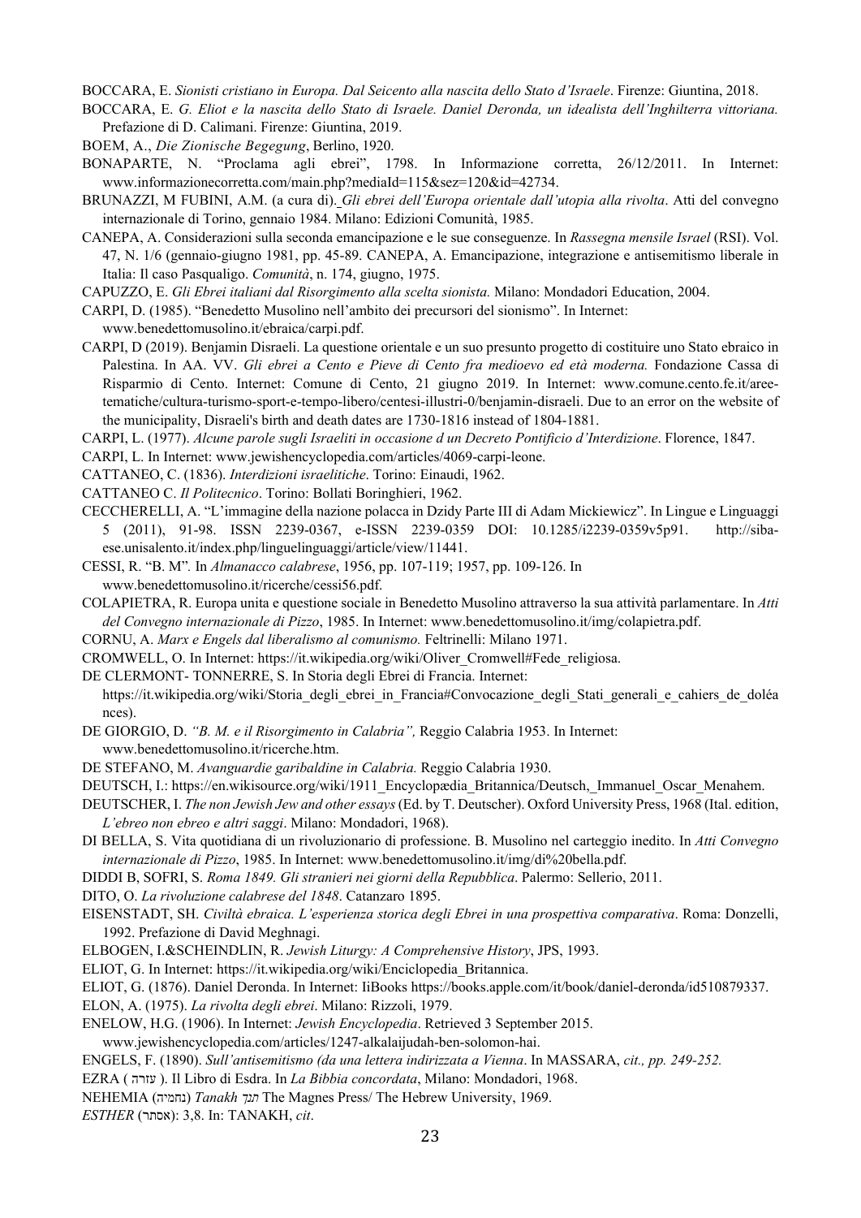BOCCARA, E. *Sionisti cristiano in Europa. Dal Seicento alla nascita dello Stato d'Israele*. Firenze: Giuntina, 2018.

BOCCARA, E. *G. Eliot e la nascita dello Stato di Israele. Daniel Deronda, un idealista dell'Inghilterra vittoriana.* Prefazione di D. Calimani. Firenze: Giuntina, 2019.

BOEM, A., *Die Zionische Begegung*, Berlino, 1920.

BONAPARTE, N. "Proclama agli ebrei", 1798. In Informazione corretta, 26/12/2011. In Internet: www.informazionecorretta.com/main.php?mediaId=115&sez=120&id=42734.

BRUNAZZI, M FUBINI, A.M. (a cura di). *Gli ebrei dell'Europa orientale dall'utopia alla rivolta*. Atti del convegno internazionale di Torino, gennaio 1984. Milano: Edizioni Comunità, 1985.

CANEPA, A. Considerazioni sulla seconda emancipazione e le sue conseguenze. In *Rassegna mensile Israel* (RSI). Vol. 47, N. 1/6 (gennaio-giugno 1981, pp. 45-89. CANEPA, A. Emancipazione, integrazione e antisemitismo liberale in Italia: Il caso Pasqualigo. *Comunità*, n. 174, giugno, 1975.

CAPUZZO, E. *Gli Ebrei italiani dal Risorgimento alla scelta sionista.* Milano: Mondadori Education, 2004.

CARPI, D. (1985). "Benedetto Musolino nell'ambito dei precursori del sionismo". In Internet: www.benedettomusolino.it/ebraica/carpi.pdf.

CARPI, D (2019). Benjamin Disraeli. La questione orientale e un suo presunto progetto di costituire uno Stato ebraico in Palestina. In AA. VV. *Gli ebrei a Cento e Pieve di Cento fra medioevo ed età moderna.* Fondazione Cassa di Risparmio di Cento. Internet: Comune di Cento, 21 giugno 2019. In Internet: www.comune.cento.fe.it/aree-tematiche/cultura-turismo-sport-e-tempo-libero/centesi-illustri-0/benjamin-disraeli. Due to an error on the website of the municipality, Disraeli's birth and death dates are 1730-1816 instead of 1804-1881.

CARPI, L. (1977). *Alcune parole sugli Israeliti in occasione d un Decreto Pontificio d'Interdizione*. Florence, 1847.

CARPI, L. In Internet: www.jewishencyclopedia.com/articles/4069-carpi-leone.

CATTANEO, C. (1836). *Interdizioni israelitiche*. Torino: Einaudi, 1962.

CATTANEO C. *Il Politecnico*. Torino: Bollati Boringhieri, 1962.

CECCHERELLI, A. "L'immagine della nazione polacca in Dzidy Parte III di Adam Mickiewicz". In Lingue e Linguaggi 5 (2011), 91-98. ISSN 2239-0367, e-ISSN 2239-0359 DOI: 10.1285/i2239-0359v5p91. http://siba-ese.unisalento.it/index.php/linguelinguaggi/article/view/11441.

CESSI, R. "B. M"*.* In *Almanacco calabrese*, 1956, pp. 107-119; 1957, pp. 109-126. In www.benedettomusolino.it/ricerche/cessi56.pdf.

COLAPIETRA, R. Europa unita e questione sociale in Benedetto Musolino attraverso la sua attività parlamentare. In *Atti del Convegno internazionale di Pizzo*, 1985. In Internet: www.benedettomusolino.it/img/colapietra.pdf.

CORNU, A. *Marx e Engels dal liberalismo al comunismo.* Feltrinelli: Milano 1971.

CROMWELL, O. In Internet: https://it.wikipedia.org/wiki/Oliver_Cromwell#Fede_religiosa.

DE CLERMONT- TONNERRE, S. In Storia degli Ebrei di Francia. Internet: https://it.wikipedia.org/wiki/Storia_degli_ebrei_in_Francia#Convocazione_degli_Stati_generali_e_cahiers_de_doléances).

DE GIORGIO, D. *"B. M. e il Risorgimento in Calabria",* Reggio Calabria 1953. In Internet: www.benedettomusolino.it/ricerche.htm.

DE STEFANO, M. *Avanguardie garibaldine in Calabria.* Reggio Calabria 1930.

DEUTSCH, I.: https://en.wikisource.org/wiki/1911_Encyclopædia_Britannica/Deutsch,_Immanuel_Oscar_Menahem.

DEUTSCHER, I. *The non Jewish Jew and other essays* (Ed. by T. Deutscher). Oxford University Press, 1968 (Ital. edition, *L'ebreo non ebreo e altri saggi*. Milano: Mondadori, 1968).

DI BELLA, S. Vita quotidiana di un rivoluzionario di professione. B. Musolino nel carteggio inedito. In *Atti Convegno internazionale di Pizzo*, 1985. In Internet: www.benedettomusolino.it/img/di%20bella.pdf.

DIDDI B, SOFRI, S. *Roma 1849. Gli stranieri nei giorni della Repubblica*. Palermo: Sellerio, 2011.

DITO, O. *La rivoluzione calabrese del 1848*. Catanzaro 1895.

EISENSTADT, SH. *Civiltà ebraica. L'esperienza storica degli Ebrei in una prospettiva comparativa*. Roma: Donzelli, 1992. Prefazione di David Meghnagi.

ELBOGEN, I.&SCHEINDLIN, R. *Jewish Liturgy: A Comprehensive History*, JPS, 1993.

ELIOT, G. In Internet: https://it.wikipedia.org/wiki/Enciclopedia_Britannica.

ELIOT, G. (1876). Daniel Deronda. In Internet: IiBooks https://books.apple.com/it/book/daniel-deronda/id510879337.

ELON, A. (1975). *La rivolta degli ebrei*. Milano: Rizzoli, 1979.

ENELOW, H.G. (1906). In Internet: *Jewish Encyclopedia*. Retrieved 3 September 2015. www.jewishencyclopedia.com/articles/1247-alkalaijudah-ben-solomon-hai.

ENGELS, F. (1890). *Sull'antisemitismo (da una lettera indirizzata a Vienna*. In MASSARA, *cit., pp. 249-252.*

EZRA ( עזרה ). Il Libro di Esdra. In *La Bibbia concordata*, Milano: Mondadori, 1968.

NEHEMIA (נחמיה) *Tanakh תנך* The Magnes Press/ The Hebrew University, 1969.

*ESTHER* (אסתר): 3,8. In: TANAKH, *cit*.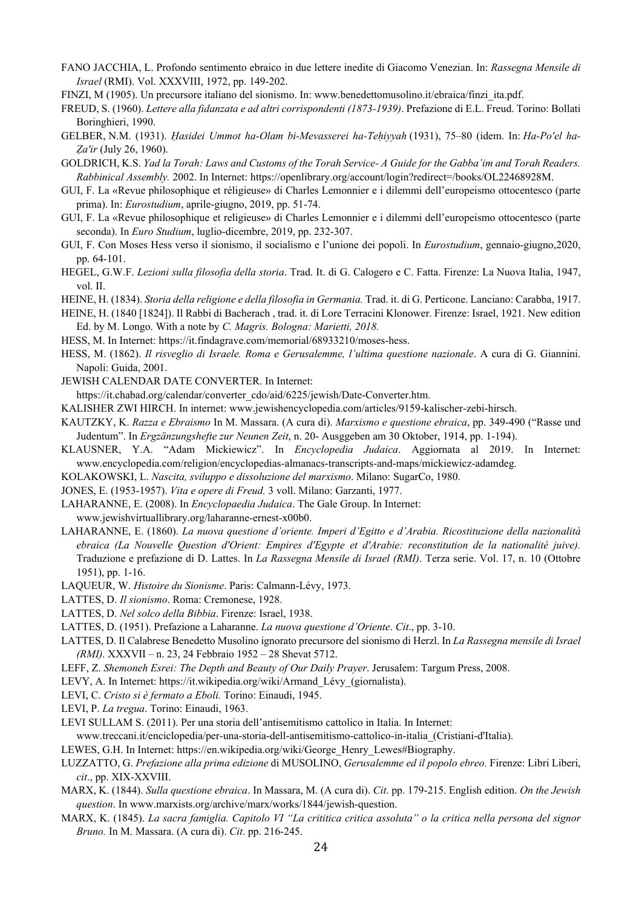FANO JACCHIA, L. Profondo sentimento ebraico in due lettere inedite di Giacomo Venezian. In: *Rassegna Mensile di Israel* (RMI). Vol. XXXVIII, 1972, pp. 149-202.

FINZI, M (1905). Un precursore italiano del sionismo. In: www.benedettomusolino.it/ebraica/finzi_ita.pdf.

FREUD, S. (1960). *Lettere alla fidanzata e ad altri corrispondenti (1873-1939)*. Prefazione di E.L. Freud. Torino: Bollati Boringhieri, 1990.

GELBER, N.M. (1931). *Ḥasidei Ummot ha-Olam bi-Mevasserei ha-Teḥiyyah* (1931), 75–80 (idem. In: *Ha-Po'el ha-Ẓa'ir* (July 26, 1960).

GOLDRICH, K.S. *Yad la Torah: Laws and Customs of the Torah Service- A Guide for the Gabba'im and Torah Readers. Rabbinical Assembly.* 2002. In Internet: https://openlibrary.org/account/login?redirect=/books/OL22468928M.

GUI, F. La «Revue philosophique et réligieuse» di Charles Lemonnier e i dilemmi dell'europeismo ottocentesco (parte prima). In: *Eurostudium*, aprile-giugno, 2019, pp. 51-74.

GUI, F. La «Revue philosophique et réligieuse» di Charles Lemonnier e i dilemmi dell'europeismo ottocentesco (parte seconda). In *Euro Studium*, luglio-dicembre, 2019, pp. 232-307.

GUI, F. Con Moses Hess verso il sionismo, il socialismo e l'unione dei popoli. In *Eurostudium*, gennaio-giugno,2020, pp. 64-101.

HEGEL, G.W.F. *Lezioni sulla filosofia della storia*. Trad. It. di G. Calogero e C. Fatta. Firenze: La Nuova Italia, 1947, vol. II.

HEINE, H. (1834). *Storia della religione e della filosofia in Germania.* Trad. it. di G. Perticone. Lanciano: Carabba, 1917.

HEINE, H. (1840 [1824]). Il Rabbi di Bacherach , trad. it. di Lore Terracini Klonower. Firenze: Israel, 1921. New edition Ed. by M. Longo. With a note by *C. Magris. Bologna: Marietti, 2018.*

HESS, M. In Internet: https://it.findagrave.com/memorial/68933210/moses-hess.

HESS, M. (1862). *Il risveglio di Israele. Roma e Gerusalemme, l'ultima questione nazionale*. A cura di G. Giannini. Napoli: Guida, 2001.

JEWISH CALENDAR DATE CONVERTER. In Internet: https://it.chabad.org/calendar/converter_cdo/aid/6225/jewish/Date-Converter.htm.

KALISHER ZWI HIRCH. In internet: www.jewishencyclopedia.com/articles/9159-kalischer-zebi-hirsch.

KAUTZKY, K. *Razza e Ebraismo* In M. Massara. (A cura di). *Marxismo e questione ebraica*, pp. 349-490 ("Rasse und Judentum". In *Ergzänzungshefte zur Neunen Zeit*, n. 20- Ausggeben am 30 Oktober, 1914, pp. 1-194).

KLAUSNER, Y.A. "Adam Mickiewicz". In *Encyclopedia Judaica*. Aggiornata al 2019. In Internet: www.encyclopedia.com/religion/encyclopedias-almanacs-transcripts-and-maps/mickiewicz-adamdeg.

KOLAKOWSKI, L. *Nascita, sviluppo e dissoluzione del marxismo*. Milano: SugarCo, 1980.

JONES, E. (1953-1957). *Vita e opere di Freud.* 3 voll. Milano: Garzanti, 1977.

LAHARANNE, E. (2008). In *Encyclopaedia Judaica*. The Gale Group. In Internet: www.jewishvirtuallibrary.org/laharanne-ernest-x00b0.

LAHARANNE, E. (1860). *La nuova questione d'oriente. Imperi d'Egitto e d'Arabia. Ricostituzione della nazionalità ebraica (La Nouvelle Question d'Orient: Empires d'Egypte et d'Arabie: reconstitution de la nationalité juive).* Traduzione e prefazione di D. Lattes. In *La Rassegna Mensile di Israel (RMI)*. Terza serie. Vol. 17, n. 10 (Ottobre 1951), pp. 1-16.

LAQUEUR, W. *Histoire du Sionisme*. Paris: Calmann-Lévy, 1973.

LATTES, D. *Il sionismo*. Roma: Cremonese, 1928.

LATTES, D. *Nel solco della Bibbia*. Firenze: Israel, 1938.

LATTES, D. (1951). Prefazione a Laharanne. *La nuova questione d'Oriente*. *Cit*., pp. 3-10.

LATTES, D. Il Calabrese Benedetto Musolino ignorato precursore del sionismo di Herzl. In *La Rassegna mensile di Israel (RMI).* XXXVII – n. 23, 24 Febbraio 1952 – 28 Shevat 5712.

LEFF, Z. *Shemoneh Esrei: The Depth and Beauty of Our Daily Prayer*. Jerusalem: Targum Press, 2008.

LEVY, A. In Internet: https://it.wikipedia.org/wiki/Armand_Lévy_(giornalista).

LEVI, C. *Cristo si è fermato a Eboli.* Torino: Einaudi, 1945.

LEVI, P. *La tregua*. Torino: Einaudi, 1963.

LEVI SULLAM S. (2011). Per una storia dell'antisemitismo cattolico in Italia. In Internet: www.treccani.it/enciclopedia/per-una-storia-dell-antisemitismo-cattolico-in-italia_(Cristiani-d'Italia).

LEWES, G.H. In Internet: https://en.wikipedia.org/wiki/George_Henry_Lewes#Biography.

LUZZATTO, G. *Prefazione alla prima edizione* di MUSOLINO, *Gerusalemme ed il popolo ebreo.* Firenze: Libri Liberi, *cit*., pp. XIX-XXVIII.

MARX, K. (1844). *Sulla questione ebraica*. In Massara, M. (A cura di). *Cit*. pp. 179-215. English edition. *On the Jewish question*. In www.marxists.org/archive/marx/works/1844/jewish-question.

MARX, K. (1845). *La sacra famiglia. Capitolo VI "La crititica critica assoluta" o la critica nella persona del signor Bruno.* In M. Massara. (A cura di). *Cit*. pp. 216-245.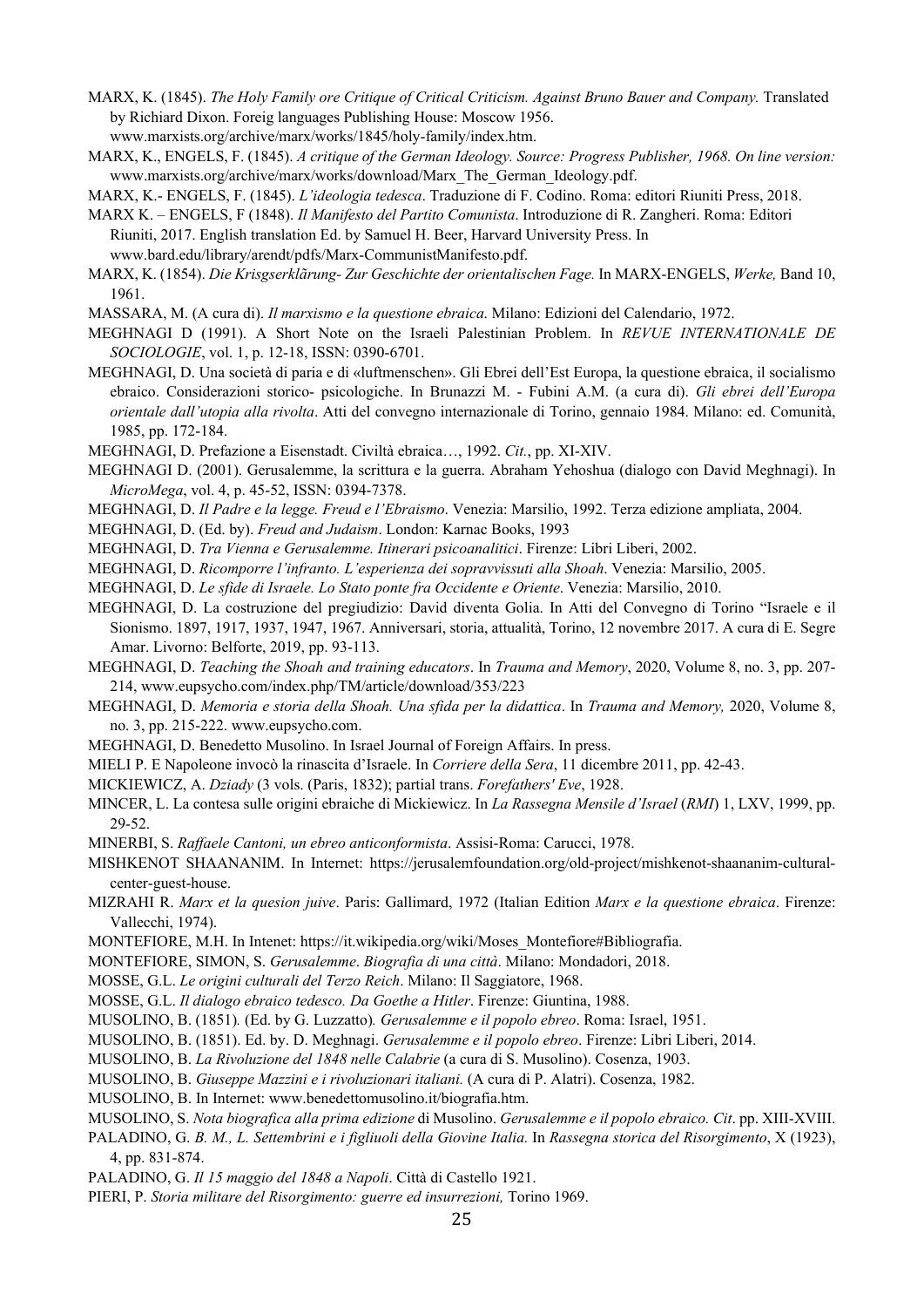MARX, K. (1845). *The Holy Family ore Critique of Critical Criticism. Against Bruno Bauer and Company.* Translated by Richiard Dixon. Foreig languages Publishing House: Moscow 1956. www.marxists.org/archive/marx/works/1845/holy-family/index.htm.

MARX, K., ENGELS, F. (1845). *A critique of the German Ideology. Source: Progress Publisher, 1968. On line version:* www.marxists.org/archive/marx/works/download/Marx_The_German_Ideology.pdf.

MARX, K.- ENGELS, F. (1845). *L'ideologia tedesca*. Traduzione di F. Codino. Roma: editori Riuniti Press, 2018.

MARX K. – ENGELS, F (1848). *Il Manifesto del Partito Comunista*. Introduzione di R. Zangheri. Roma: Editori Riuniti, 2017. English translation Ed. by Samuel H. Beer, Harvard University Press. In www.bard.edu/library/arendt/pdfs/Marx-CommunistManifesto.pdf.

MARX, K. (1854). *Die Krisgserklãrung- Zur Geschichte der orientalischen Fage.* In MARX-ENGELS, *Werke,* Band 10, 1961.

MASSARA, M. (A cura di). *Il marxismo e la questione ebraica*. Milano: Edizioni del Calendario, 1972.

MEGHNAGI D (1991). A Short Note on the Israeli Palestinian Problem. In *REVUE INTERNATIONALE DE SOCIOLOGIE*, vol. 1, p. 12-18, ISSN: 0390-6701.

MEGHNAGI, D. Una società di paria e di «luftmenschen». Gli Ebrei dell'Est Europa, la questione ebraica, il socialismo ebraico. Considerazioni storico- psicologiche. In Brunazzi M. - Fubini A.M. (a cura di). *Gli ebrei dell'Europa orientale dall'utopia alla rivolta*. Atti del convegno internazionale di Torino, gennaio 1984. Milano: ed. Comunità, 1985, pp. 172-184.

MEGHNAGI, D. Prefazione a Eisenstadt. Civiltà ebraica…, 1992. *Cit.*, pp. XI-XIV.

MEGHNAGI D. (2001). Gerusalemme, la scrittura e la guerra. Abraham Yehoshua (dialogo con David Meghnagi). In *MicroMega*, vol. 4, p. 45-52, ISSN: 0394-7378.

MEGHNAGI, D. *Il Padre e la legge. Freud e l'Ebraismo*. Venezia: Marsilio, 1992. Terza edizione ampliata, 2004.

MEGHNAGI, D. (Ed. by). *Freud and Judaism*. London: Karnac Books, 1993

MEGHNAGI, D. *Tra Vienna e Gerusalemme. Itinerari psicoanalitici*. Firenze: Libri Liberi, 2002.

MEGHNAGI, D. *Ricomporre l'infranto. L'esperienza dei sopravvissuti alla Shoah*. Venezia: Marsilio, 2005.

MEGHNAGI, D. *Le sfide di Israele. Lo Stato ponte fra Occidente e Oriente*. Venezia: Marsilio, 2010.

MEGHNAGI, D. La costruzione del pregiudizio: David diventa Golia. In Atti del Convegno di Torino "Israele e il Sionismo. 1897, 1917, 1937, 1947, 1967. Anniversari, storia, attualità, Torino, 12 novembre 2017. A cura di E. Segre Amar. Livorno: Belforte, 2019, pp. 93-113.

MEGHNAGI, D. *Teaching the Shoah and training educators*. In *Trauma and Memory*, 2020, Volume 8, no. 3, pp. 207-214, www.eupsycho.com/index.php/TM/article/download/353/223

MEGHNAGI, D. *Memoria e storia della Shoah. Una sfida per la didattica*. In *Trauma and Memory,* 2020, Volume 8, no. 3, pp. 215-222. www.eupsycho.com.

MEGHNAGI, D. Benedetto Musolino. In Israel Journal of Foreign Affairs. In press.

MIELI P. E Napoleone invocò la rinascita d'Israele. In *Corriere della Sera*, 11 dicembre 2011, pp. 42-43.

MICKIEWICZ, A. *Dziady* (3 vols. (Paris, 1832); partial trans. *Forefathers' Eve*, 1928.

MINCER, L. La contesa sulle origini ebraiche di Mickiewicz. In *La Rassegna Mensile d'Israel* (*RMI*) 1, LXV, 1999, pp. 29-52.

MINERBI, S. *Raffaele Cantoni, un ebreo anticonformista*. Assisi-Roma: Carucci, 1978.

MISHKENOT SHAANANIM. In Internet: https://jerusalemfoundation.org/old-project/mishkenot-shaananim-cultural-center-guest-house.

MIZRAHI R. *Marx et la quesion juive*. Paris: Gallimard, 1972 (Italian Edition *Marx e la questione ebraica*. Firenze: Vallecchi, 1974).

MONTEFIORE, M.H. In Intenet: https://it.wikipedia.org/wiki/Moses_Montefiore#Bibliografia.

MONTEFIORE, SIMON, S. *Gerusalemme*. *Biografia di una città*. Milano: Mondadori, 2018.

MOSSE, G.L. *Le origini culturali del Terzo Reich*. Milano: Il Saggiatore, 1968.

MOSSE, G.L. *Il dialogo ebraico tedesco. Da Goethe a Hitler*. Firenze: Giuntina, 1988.

MUSOLINO, B. (1851)*.* (Ed. by G. Luzzatto)*. Gerusalemme e il popolo ebreo*. Roma: Israel, 1951.

MUSOLINO, B. (1851). Ed. by. D. Meghnagi. *Gerusalemme e il popolo ebreo*. Firenze: Libri Liberi, 2014.

MUSOLINO, B. *La Rivoluzione del 1848 nelle Calabrie* (a cura di S. Musolino). Cosenza, 1903.

MUSOLINO, B. *Giuseppe Mazzini e i rivoluzionari italiani.* (A cura di P. Alatri). Cosenza, 1982.

MUSOLINO, B. In Internet: www.benedettomusolino.it/biografia.htm.

MUSOLINO, S. *Nota biografica alla prima edizione* di Musolino. *Gerusalemme e il popolo ebraico. Cit*. pp. XIII-XVIII.

PALADINO, G. *B. M., L. Settembrini e i figliuoli della Giovine Italia.* In *Rassegna storica del Risorgimento*, X (1923), 4, pp. 831-874.

PALADINO, G. *Il 15 maggio del 1848 a Napoli*. Città di Castello 1921.

PIERI, P. *Storia militare del Risorgimento: guerre ed insurrezioni,* Torino 1969.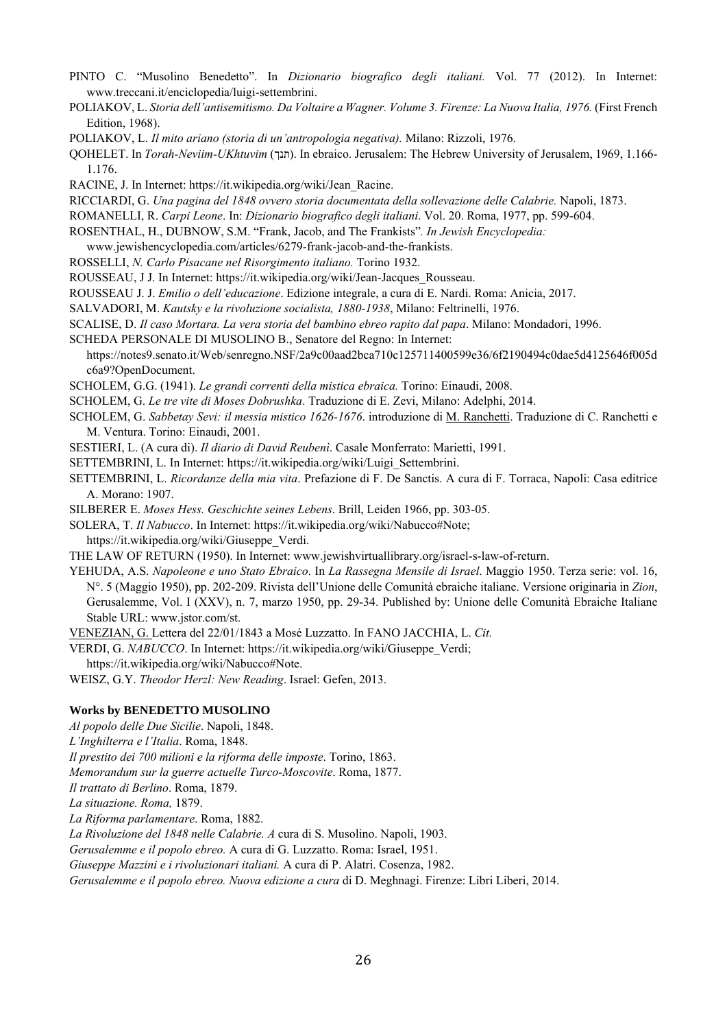PINTO C. "Musolino Benedetto". In *Dizionario biografico degli italiani.* Vol. 77 (2012). In Internet: www.treccani.it/enciclopedia/luigi-settembrini.

POLIAKOV, L. *Storia dell'antisemitismo. Da Voltaire a Wagner. Volume 3. Firenze: La Nuova Italia, 1976.* (First French Edition, 1968).

POLIAKOV, L. *Il mito ariano (storia di un'antropologia negativa).* Milano: Rizzoli, 1976.

QOHELET. In *Torah-Neviim-UKhtuvim* (תנך). In ebraico. Jerusalem: The Hebrew University of Jerusalem, 1969, 1.166-1.176.

RACINE, J. In Internet: https://it.wikipedia.org/wiki/Jean_Racine.

RICCIARDI, G. *Una pagina del 1848 ovvero storia documentata della sollevazione delle Calabrie.* Napoli, 1873.

ROMANELLI, R. *Carpi Leone*. In: *Dizionario biografico degli italiani*. Vol. 20. Roma, 1977, pp. 599-604.

ROSENTHAL, H., DUBNOW, S.M. "Frank, Jacob, and The Frankists"*. In Jewish Encyclopedia:* www.jewishencyclopedia.com/articles/6279-frank-jacob-and-the-frankists.

ROSSELLI, *N. Carlo Pisacane nel Risorgimento italiano.* Torino 1932.

ROUSSEAU, J J. In Internet: https://it.wikipedia.org/wiki/Jean-Jacques_Rousseau.

ROUSSEAU J. J. *Emilio o dell'educazione*. Edizione integrale, a cura di E. Nardi. Roma: Anicia, 2017.

SALVADORI, M. *Kautsky e la rivoluzione socialista, 1880-1938*, Milano: Feltrinelli, 1976.

SCALISE, D. *Il caso Mortara. La vera storia del bambino ebreo rapito dal papa*. Milano: Mondadori, 1996.

SCHEDA PERSONALE DI MUSOLINO B., Senatore del Regno: In Internet: https://notes9.senato.it/Web/senregno.NSF/2a9c00aad2bca710c125711400599e36/6f2190494c0dae5d4125646f005dc6a9?OpenDocument.

SCHOLEM, G.G. (1941). *Le grandi correnti della mistica ebraica.* Torino: Einaudi, 2008.

SCHOLEM, G. *Le tre vite di Moses Dobrushka*. Traduzione di E. Zevi, Milano: Adelphi, 2014.

SCHOLEM, G. *Sabbetay Sevi: il messia mistico 1626-1676*. introduzione di M. Ranchetti. Traduzione di C. Ranchetti e M. Ventura. Torino: Einaudi, 2001.

SESTIERI, L. (A cura di). *Il diario di David Reubenì*. Casale Monferrato: Marietti, 1991.

SETTEMBRINI, L. In Internet: https://it.wikipedia.org/wiki/Luigi_Settembrini.

SETTEMBRINI, L. *Ricordanze della mia vita*. Prefazione di F. De Sanctis. A cura di F. Torraca, Napoli: Casa editrice A. Morano: 1907.

SILBERER E. *Moses Hess. Geschichte seines Lebens*. Brill, Leiden 1966, pp. 303-05.

SOLERA, T. *Il Nabucco*. In Internet: https://it.wikipedia.org/wiki/Nabucco#Note; https://it.wikipedia.org/wiki/Giuseppe_Verdi.

THE LAW OF RETURN (1950). In Internet: www.jewishvirtuallibrary.org/israel-s-law-of-return.

YEHUDA, A.S. *Napoleone e uno Stato Ebraico*. In *La Rassegna Mensile di Israel*. Maggio 1950. Terza serie: vol. 16, N°. 5 (Maggio 1950), pp. 202-209. Rivista dell'Unione delle Comunità ebraiche italiane. Versione originaria in *Zion*, Gerusalemme, Vol. I (XXV), n. 7, marzo 1950, pp. 29-34. Published by: Unione delle Comunità Ebraiche Italiane Stable URL: www.jstor.com/st.

VENEZIAN, G. Lettera del 22/01/1843 a Mosé Luzzatto. In FANO JACCHIA, L. *Cit.*

VERDI, G. *NABUCCO*. In Internet: https://it.wikipedia.org/wiki/Giuseppe_Verdi; https://it.wikipedia.org/wiki/Nabucco#Note.

WEISZ, G.Y. *Theodor Herzl: New Reading*. Israel: Gefen, 2013.

**Works by BENEDETTO MUSOLINO**

*Al popolo delle Due Sicilie*. Napoli, 1848.

*L'Inghilterra e l'Italia*. Roma, 1848.

*Il prestito dei 700 milioni e la riforma delle imposte*. Torino, 1863.

*Memorandum sur la guerre actuelle Turco-Moscovite*. Roma, 1877.

*Il trattato di Berlino*. Roma, 1879.

*La situazione. Roma,* 1879.

*La Riforma parlamentare*. Roma, 1882.

*La Rivoluzione del 1848 nelle Calabrie. A* cura di S. Musolino. Napoli, 1903.

*Gerusalemme e il popolo ebreo.* A cura di G. Luzzatto. Roma: Israel, 1951.

*Giuseppe Mazzini e i rivoluzionari italiani.* A cura di P. Alatri. Cosenza, 1982.

*Gerusalemme e il popolo ebreo. Nuova edizione a cura* di D. Meghnagi. Firenze: Libri Liberi, 2014.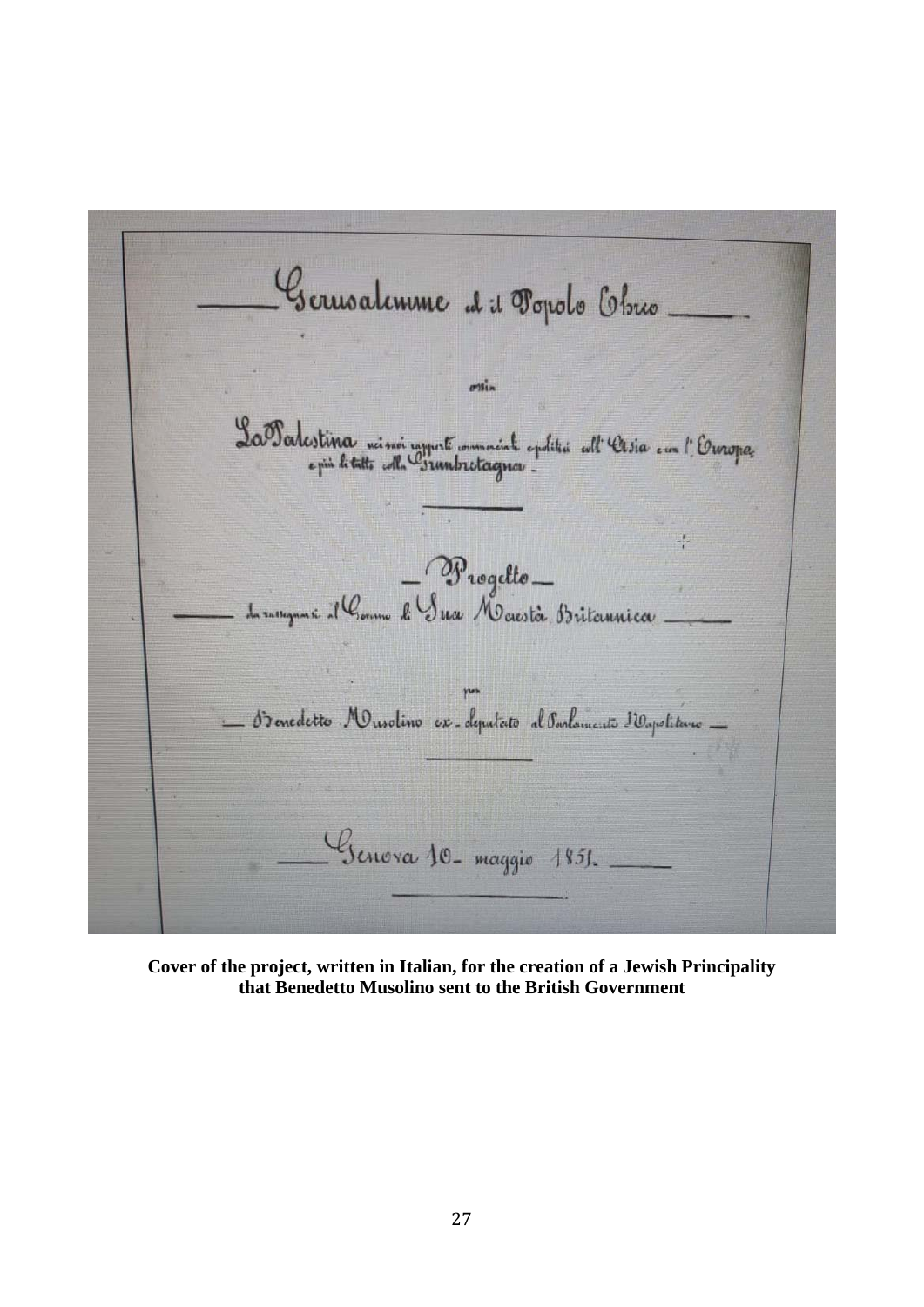Gerusalemme ed il Popolo Ebreo

ossia

La Palestina nei suoi rapporti commerciali e politici coll'Asia e con l'Europa, e più di tutto colla Granbretagna -

Progetto

da rassegnarsi al Governo di Sua Maestà Britannica

per

Benedetto Musolino ex-deputato al Parlamento Napolitano

Genova 10 maggio 1851.

**Cover of the project, written in Italian, for the creation of a Jewish Principality that Benedetto Musolino sent to the British Government**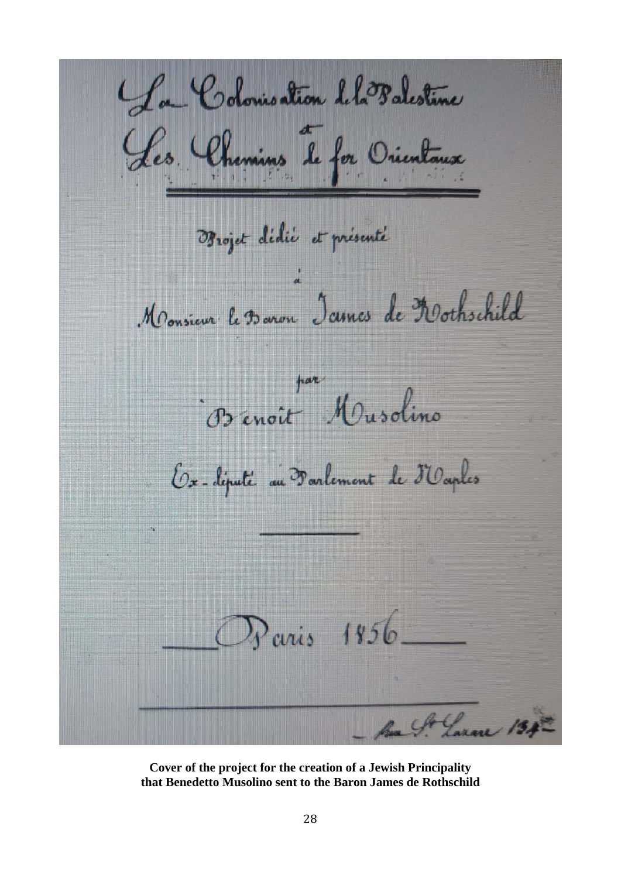La Colonisation de la Palestine
et
Les Chemins de fer Orientaux

Projet dédié et présenté
à
Monsieur le Baron James de Rothschild

par
Benoit Musolino

Ex-député au Parlement de Naples

Paris 1856

Rue St Lazare 134

**Cover of the project for the creation of a Jewish Principality that Benedetto Musolino sent to the Baron James de Rothschild**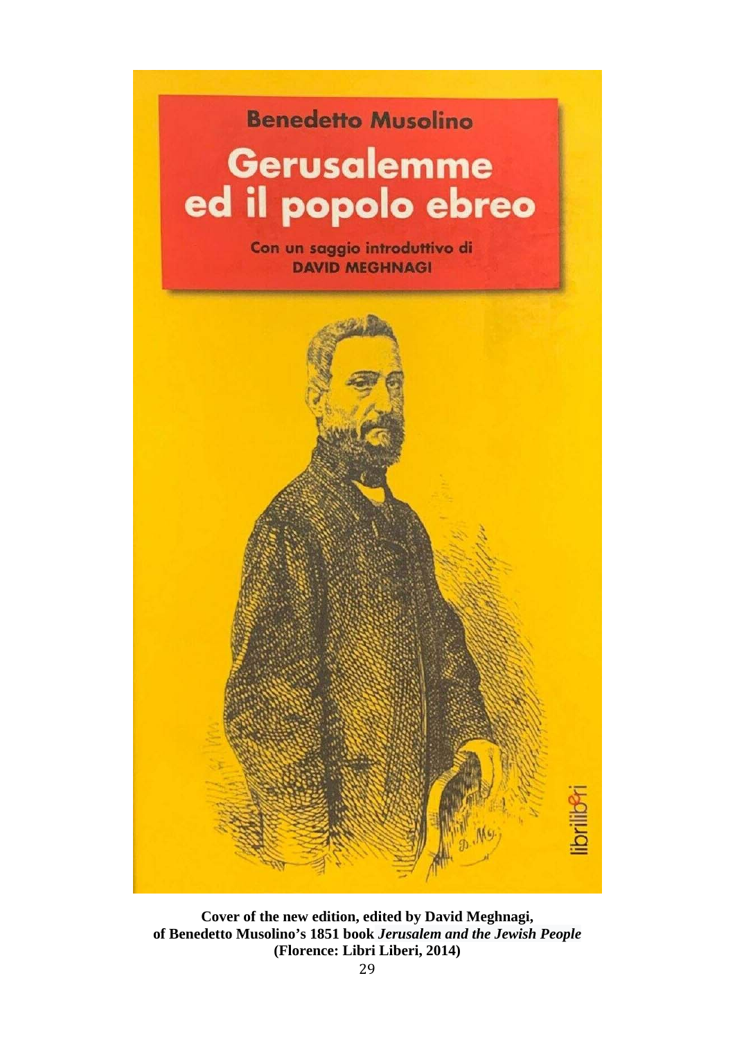Benedetto Musolino

Gerusalemme ed il popolo ebreo

Con un saggio introduttivo di DAVID MEGHNAGI

libriliberi

**Cover of the new edition, edited by David Meghnagi, of Benedetto Musolino's 1851 book *Jerusalem and the Jewish People* (Florence: Libri Liberi, 2014)**